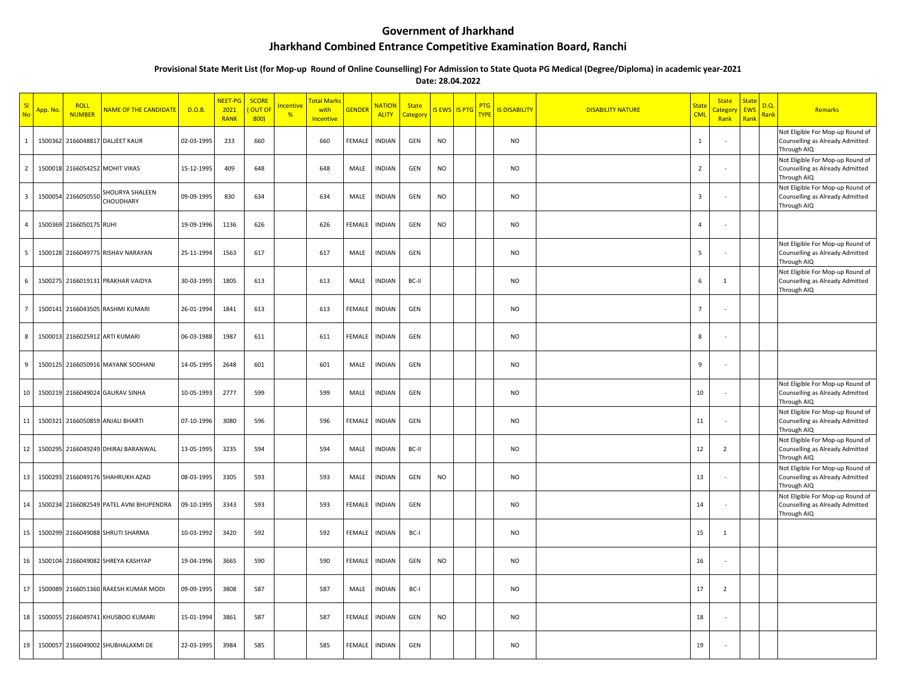# Government of Jharkhand

# Jharkhand Combined Entrance Competitive Examination Board, Ranchi

**Provisional State Merit List (for Mop-up Round of Online Counselling) For Admission to State Quota PG Medical (Degree/Diploma) in academic year-2021**

**Date: 28.04.2022**

| Sl No | App. No. | ROLL NUMBER | NAME OF THE CANDIDATE | D.O.B. | NEET-PG 2021 RANK | SCORE ( OUT OF 800) | Incentive % | Total Marks with Incentive | GENDER | NATIONALITY | State Category | IS EWS | IS PTG | PTG TYPE | IS DISABILITY | DISABILITY NATURE | State CML | State Category Rank | State EWS Rank | D.Q. Rank | Remarks |
|---|---|---|---|---|---|---|---|---|---|---|---|---|---|---|---|---|---|---|---|---|---|
| 1 | 1500362 | 2166048817 | DALJEET KAUR | 02-03-1995 | 233 | 660 | | 660 | FEMALE | INDIAN | GEN | NO | | | NO | | 1 | - | | | Not Eligible For Mop-up Round of Counselling as Already Admitted Through AIQ |
| 2 | 1500018 | 2166054252 | MOHIT VIKAS | 15-12-1995 | 409 | 648 | | 648 | MALE | INDIAN | GEN | NO | | | NO | | 2 | - | | | Not Eligible For Mop-up Round of Counselling as Already Admitted Through AIQ |
| 3 | 1500054 | 2166050550 | SHOURYA SHALEEN CHOUDHARY | 09-09-1995 | 830 | 634 | | 634 | MALE | INDIAN | GEN | NO | | | NO | | 3 | - | | | Not Eligible For Mop-up Round of Counselling as Already Admitted Through AIQ |
| 4 | 1500369 | 2166050175 | RUHI | 19-09-1996 | 1136 | 626 | | 626 | FEMALE | INDIAN | GEN | NO | | | NO | | 4 | - | | | |
| 5 | 1500128 | 2166049775 | RISHAV NARAYAN | 25-11-1994 | 1563 | 617 | | 617 | MALE | INDIAN | GEN | | | | NO | | 5 | - | | | Not Eligible For Mop-up Round of Counselling as Already Admitted Through AIQ |
| 6 | 1500275 | 2166019131 | PRAKHAR VAIDYA | 30-03-1995 | 1805 | 613 | | 613 | MALE | INDIAN | BC-II | | | | NO | | 6 | 1 | | | Not Eligible For Mop-up Round of Counselling as Already Admitted Through AIQ |
| 7 | 1500141 | 2166043505 | RASHMI KUMARI | 26-01-1994 | 1841 | 613 | | 613 | FEMALE | INDIAN | GEN | | | | NO | | 7 | - | | | |
| 8 | 1500013 | 2166025912 | ARTI KUMARI | 06-03-1988 | 1987 | 611 | | 611 | FEMALE | INDIAN | GEN | | | | NO | | 8 | - | | | |
| 9 | 1500125 | 2166050916 | MAYANK SODHANI | 14-05-1995 | 2648 | 601 | | 601 | MALE | INDIAN | GEN | | | | NO | | 9 | - | | | |
| 10 | 1500219 | 2166049024 | GAURAV SINHA | 10-05-1993 | 2777 | 599 | | 599 | MALE | INDIAN | GEN | | | | NO | | 10 | - | | | Not Eligible For Mop-up Round of Counselling as Already Admitted Through AIQ |
| 11 | 1500321 | 2166050859 | ANJALI BHARTI | 07-10-1996 | 3080 | 596 | | 596 | FEMALE | INDIAN | GEN | | | | NO | | 11 | - | | | Not Eligible For Mop-up Round of Counselling as Already Admitted Through AIQ |
| 12 | 1500295 | 2166049249 | DHIRAJ BARANWAL | 13-05-1995 | 3235 | 594 | | 594 | MALE | INDIAN | BC-II | | | | NO | | 12 | 2 | | | Not Eligible For Mop-up Round of Counselling as Already Admitted Through AIQ |
| 13 | 1500293 | 2166049176 | SHAHRUKH AZAD | 08-03-1995 | 3305 | 593 | | 593 | MALE | INDIAN | GEN | NO | | | NO | | 13 | - | | | Not Eligible For Mop-up Round of Counselling as Already Admitted Through AIQ |
| 14 | 1500234 | 2166082549 | PATEL AVNI BHUPENDRA | 09-10-1995 | 3343 | 593 | | 593 | FEMALE | INDIAN | GEN | | | | NO | | 14 | - | | | Not Eligible For Mop-up Round of Counselling as Already Admitted Through AIQ |
| 15 | 1500299 | 2166049088 | SHRUTI SHARMA | 10-03-1992 | 3420 | 592 | | 592 | FEMALE | INDIAN | BC-I | | | | NO | | 15 | 1 | | | |
| 16 | 1500104 | 2166049082 | SHREYA KASHYAP | 19-04-1996 | 3665 | 590 | | 590 | FEMALE | INDIAN | GEN | NO | | | NO | | 16 | - | | | |
| 17 | 1500089 | 2166051360 | RAKESH KUMAR MODI | 09-09-1995 | 3808 | 587 | | 587 | MALE | INDIAN | BC-I | | | | NO | | 17 | 2 | | | |
| 18 | 1500055 | 2166049741 | KHUSBOO KUMARI | 15-01-1994 | 3861 | 587 | | 587 | FEMALE | INDIAN | GEN | NO | | | NO | | 18 | - | | | |
| 19 | 1500057 | 2166049002 | SHUBHALAXMI DE | 22-03-1995 | 3984 | 585 | | 585 | FEMALE | INDIAN | GEN | | | | NO | | 19 | - | | | |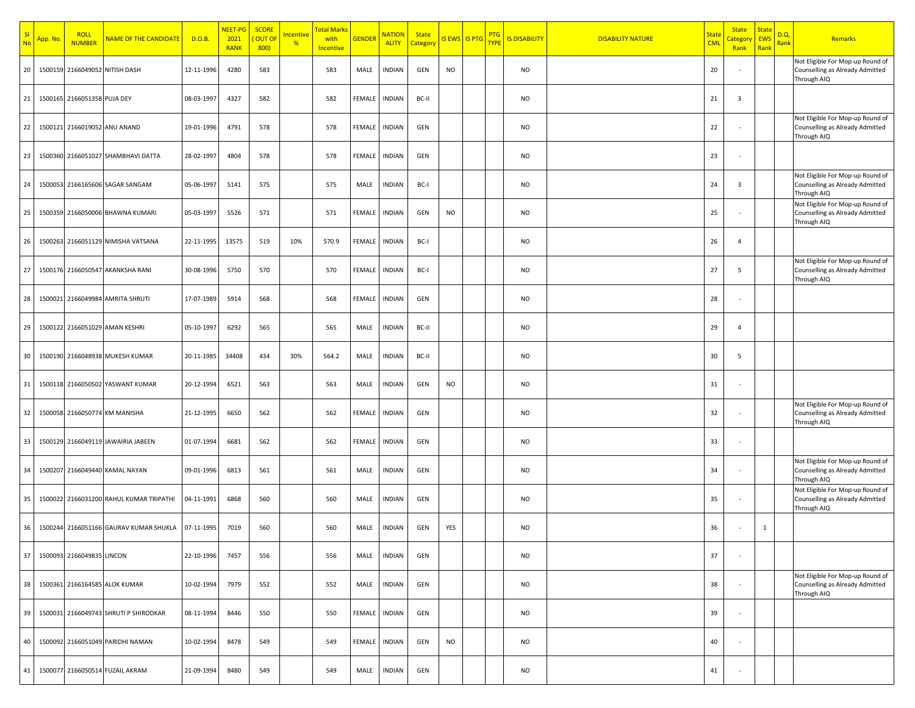| Sl No | App. No. | ROLL NUMBER | NAME OF THE CANDIDATE | D.O.B. | NEET-PG 2021 RANK | SCORE ( OUT OF 800) | Incentive % | Total Marks with Incentive | GENDER | NATIONALITY | State Category | IS EWS | IS PTG | PTG TYPE | IS DISABILITY | DISABILITY NATURE | State CML | State Category Rank | State EWS Rank | D.Q. Rank | Remarks |
|---|---|---|---|---|---|---|---|---|---|---|---|---|---|---|---|---|---|---|---|---|---|
| 20 | 1500159 | 2166049052 | NITISH DASH | 12-11-1996 | 4280 | 583 | | 583 | MALE | INDIAN | GEN | NO | | | NO | | 20 | - | | | Not Eligible For Mop-up Round of Counselling as Already Admitted Through AIQ |
| 21 | 1500165 | 2166051358 | PUJA DEY | 08-03-1997 | 4327 | 582 | | 582 | FEMALE | INDIAN | BC-II | | | | NO | | 21 | 3 | | | |
| 22 | 1500121 | 2166019052 | ANU ANAND | 19-01-1996 | 4791 | 578 | | 578 | FEMALE | INDIAN | GEN | | | | NO | | 22 | - | | | Not Eligible For Mop-up Round of Counselling as Already Admitted Through AIQ |
| 23 | 1500360 | 2166051027 | SHAMBHAVI DATTA | 28-02-1997 | 4804 | 578 | | 578 | FEMALE | INDIAN | GEN | | | | NO | | 23 | - | | | |
| 24 | 1500053 | 2166165606 | SAGAR SANGAM | 05-06-1997 | 5141 | 575 | | 575 | MALE | INDIAN | BC-I | | | | NO | | 24 | 3 | | | Not Eligible For Mop-up Round of Counselling as Already Admitted Through AIQ |
| 25 | 1500359 | 2166050006 | BHAWNA KUMARI | 05-03-1997 | 5526 | 571 | | 571 | FEMALE | INDIAN | GEN | NO | | | NO | | 25 | - | | | Not Eligible For Mop-up Round of Counselling as Already Admitted Through AIQ |
| 26 | 1500263 | 2166051129 | NIMISHA VATSANA | 22-11-1995 | 13575 | 519 | 10% | 570.9 | FEMALE | INDIAN | BC-I | | | | NO | | 26 | 4 | | | |
| 27 | 1500176 | 2166050547 | AKANKSHA RANI | 30-08-1996 | 5750 | 570 | | 570 | FEMALE | INDIAN | BC-I | | | | NO | | 27 | 5 | | | Not Eligible For Mop-up Round of Counselling as Already Admitted Through AIQ |
| 28 | 1500021 | 2166049984 | AMRITA SHRUTI | 17-07-1989 | 5914 | 568 | | 568 | FEMALE | INDIAN | GEN | | | | NO | | 28 | - | | | |
| 29 | 1500122 | 2166051029 | AMAN KESHRI | 05-10-1997 | 6292 | 565 | | 565 | MALE | INDIAN | BC-II | | | | NO | | 29 | 4 | | | |
| 30 | 1500190 | 2166048938 | MUKESH KUMAR | 20-11-1985 | 34408 | 434 | 30% | 564.2 | MALE | INDIAN | BC-II | | | | NO | | 30 | 5 | | | |
| 31 | 1500118 | 2166050502 | YASWANT KUMAR | 20-12-1994 | 6521 | 563 | | 563 | MALE | INDIAN | GEN | NO | | | NO | | 31 | - | | | |
| 32 | 1500058 | 2166050774 | KM MANISHA | 21-12-1995 | 6650 | 562 | | 562 | FEMALE | INDIAN | GEN | | | | NO | | 32 | - | | | Not Eligible For Mop-up Round of Counselling as Already Admitted Through AIQ |
| 33 | 1500129 | 2166049119 | JAWAIRIA JABEEN | 01-07-1994 | 6681 | 562 | | 562 | FEMALE | INDIAN | GEN | | | | NO | | 33 | - | | | |
| 34 | 1500207 | 2166049440 | KAMAL NAYAN | 09-01-1996 | 6813 | 561 | | 561 | MALE | INDIAN | GEN | | | | NO | | 34 | - | | | Not Eligible For Mop-up Round of Counselling as Already Admitted Through AIQ |
| 35 | 1500022 | 2166031200 | RAHUL KUMAR TRIPATHI | 04-11-1991 | 6868 | 560 | | 560 | MALE | INDIAN | GEN | | | | NO | | 35 | - | | | Not Eligible For Mop-up Round of Counselling as Already Admitted Through AIQ |
| 36 | 1500244 | 2166051166 | GAURAV KUMAR SHUKLA | 07-11-1995 | 7019 | 560 | | 560 | MALE | INDIAN | GEN | YES | | | NO | | 36 | - | 1 | | |
| 37 | 1500093 | 2166049835 | LINCON | 22-10-1996 | 7457 | 556 | | 556 | MALE | INDIAN | GEN | | | | NO | | 37 | - | | | |
| 38 | 1500361 | 2166164585 | ALOK KUMAR | 10-02-1994 | 7979 | 552 | | 552 | MALE | INDIAN | GEN | | | | NO | | 38 | - | | | Not Eligible For Mop-up Round of Counselling as Already Admitted Through AIQ |
| 39 | 1500031 | 2166049743 | SHRUTI P SHIRODKAR | 08-11-1994 | 8446 | 550 | | 550 | FEMALE | INDIAN | GEN | | | | NO | | 39 | - | | | |
| 40 | 1500092 | 2166051049 | PARIDHI NAMAN | 10-02-1994 | 8478 | 549 | | 549 | FEMALE | INDIAN | GEN | NO | | | NO | | 40 | - | | | |
| 41 | 1500077 | 2166050514 | FUZAIL AKRAM | 21-09-1994 | 8480 | 549 | | 549 | MALE | INDIAN | GEN | | | | NO | | 41 | - | | | |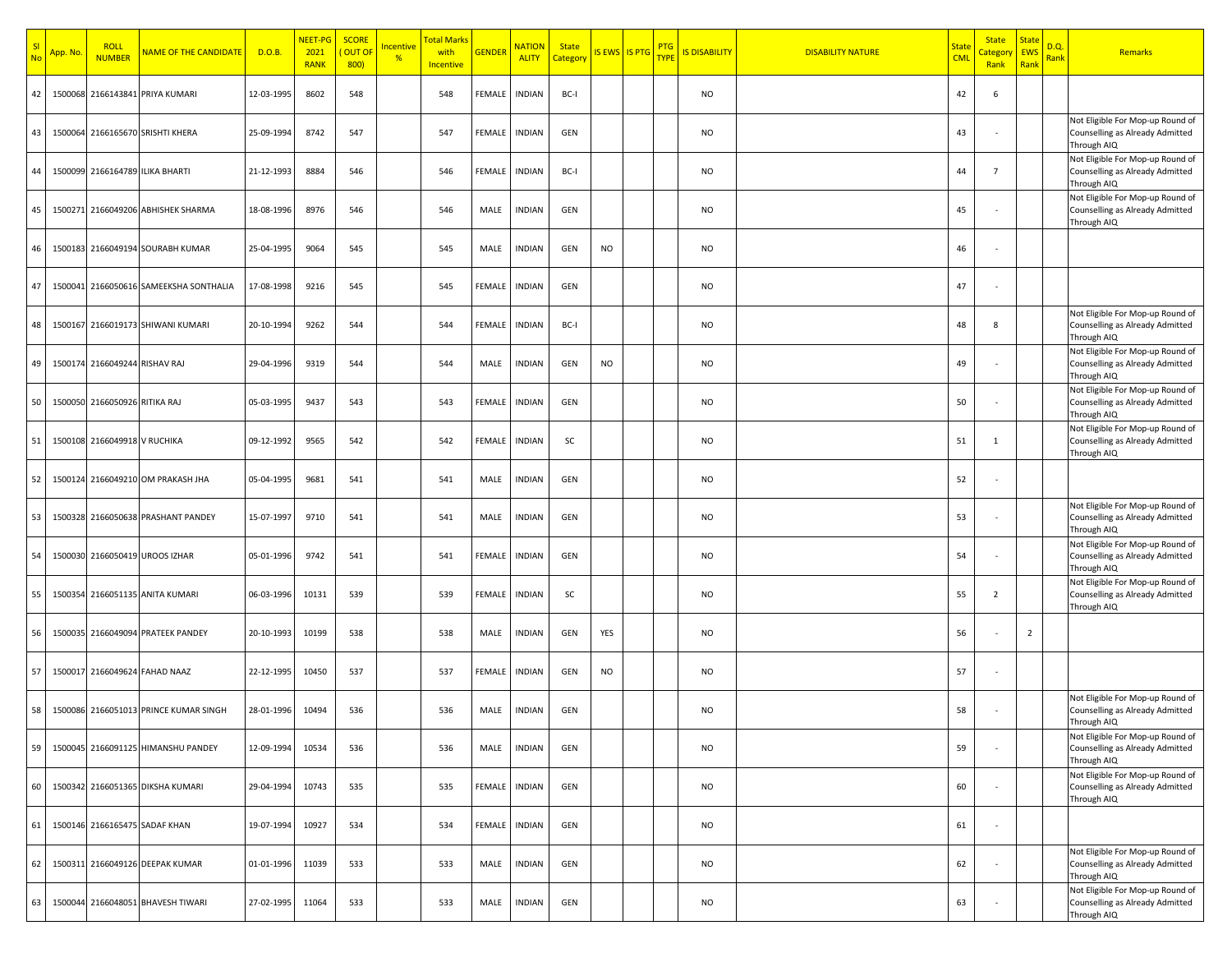| Sl No | App. No. | ROLL NUMBER | NAME OF THE CANDIDATE | D.O.B. | NEET-PG 2021 RANK | SCORE ( OUT OF 800) | Incentive % | Total Marks with Incentive | GENDER | NATIONALITY | State Category | IS EWS | IS PTG | PTG TYPE | IS DISABILITY | DISABILITY NATURE | State CML | State Category Rank | State EWS Rank | D.Q. Rank | Remarks |
|---|---|---|---|---|---|---|---|---|---|---|---|---|---|---|---|---|---|---|---|---|---|
| 42 | 1500068 | 2166143841 | PRIYA KUMARI | 12-03-1995 | 8602 | 548 | | 548 | FEMALE | INDIAN | BC-I | | | | NO | | 42 | 6 | | | |
| 43 | 1500064 | 2166165670 | SRISHTI KHERA | 25-09-1994 | 8742 | 547 | | 547 | FEMALE | INDIAN | GEN | | | | NO | | 43 | - | | | Not Eligible For Mop-up Round of Counselling as Already Admitted Through AIQ |
| 44 | 1500099 | 2166164789 | ILIKA BHARTI | 21-12-1993 | 8884 | 546 | | 546 | FEMALE | INDIAN | BC-I | | | | NO | | 44 | 7 | | | Not Eligible For Mop-up Round of Counselling as Already Admitted Through AIQ |
| 45 | 1500271 | 2166049206 | ABHISHEK SHARMA | 18-08-1996 | 8976 | 546 | | 546 | MALE | INDIAN | GEN | | | | NO | | 45 | - | | | Not Eligible For Mop-up Round of Counselling as Already Admitted Through AIQ |
| 46 | 1500183 | 2166049194 | SOURABH KUMAR | 25-04-1995 | 9064 | 545 | | 545 | MALE | INDIAN | GEN | NO | | | NO | | 46 | - | | | |
| 47 | 1500041 | 2166050616 | SAMEEKSHA SONTHALIA | 17-08-1998 | 9216 | 545 | | 545 | FEMALE | INDIAN | GEN | | | | NO | | 47 | - | | | |
| 48 | 1500167 | 2166019173 | SHIWANI KUMARI | 20-10-1994 | 9262 | 544 | | 544 | FEMALE | INDIAN | BC-I | | | | NO | | 48 | 8 | | | Not Eligible For Mop-up Round of Counselling as Already Admitted Through AIQ |
| 49 | 1500174 | 2166049244 | RISHAV RAJ | 29-04-1996 | 9319 | 544 | | 544 | MALE | INDIAN | GEN | NO | | | NO | | 49 | - | | | Not Eligible For Mop-up Round of Counselling as Already Admitted Through AIQ |
| 50 | 1500050 | 2166050926 | RITIKA RAJ | 05-03-1995 | 9437 | 543 | | 543 | FEMALE | INDIAN | GEN | | | | NO | | 50 | - | | | Not Eligible For Mop-up Round of Counselling as Already Admitted Through AIQ |
| 51 | 1500108 | 2166049918 | V RUCHIKA | 09-12-1992 | 9565 | 542 | | 542 | FEMALE | INDIAN | SC | | | | NO | | 51 | 1 | | | Not Eligible For Mop-up Round of Counselling as Already Admitted Through AIQ |
| 52 | 1500124 | 2166049210 | OM PRAKASH JHA | 05-04-1995 | 9681 | 541 | | 541 | MALE | INDIAN | GEN | | | | NO | | 52 | - | | | |
| 53 | 1500328 | 2166050638 | PRASHANT PANDEY | 15-07-1997 | 9710 | 541 | | 541 | MALE | INDIAN | GEN | | | | NO | | 53 | - | | | Not Eligible For Mop-up Round of Counselling as Already Admitted Through AIQ |
| 54 | 1500030 | 2166050419 | UROOS IZHAR | 05-01-1996 | 9742 | 541 | | 541 | FEMALE | INDIAN | GEN | | | | NO | | 54 | - | | | Not Eligible For Mop-up Round of Counselling as Already Admitted Through AIQ |
| 55 | 1500354 | 2166051135 | ANITA KUMARI | 06-03-1996 | 10131 | 539 | | 539 | FEMALE | INDIAN | SC | | | | NO | | 55 | 2 | | | Not Eligible For Mop-up Round of Counselling as Already Admitted Through AIQ |
| 56 | 1500035 | 2166049094 | PRATEEK PANDEY | 20-10-1993 | 10199 | 538 | | 538 | MALE | INDIAN | GEN | YES | | | NO | | 56 | - | 2 | | |
| 57 | 1500017 | 2166049624 | FAHAD NAAZ | 22-12-1995 | 10450 | 537 | | 537 | FEMALE | INDIAN | GEN | NO | | | NO | | 57 | - | | | |
| 58 | 1500086 | 2166051013 | PRINCE KUMAR SINGH | 28-01-1996 | 10494 | 536 | | 536 | MALE | INDIAN | GEN | | | | NO | | 58 | - | | | Not Eligible For Mop-up Round of Counselling as Already Admitted Through AIQ |
| 59 | 1500045 | 2166091125 | HIMANSHU PANDEY | 12-09-1994 | 10534 | 536 | | 536 | MALE | INDIAN | GEN | | | | NO | | 59 | - | | | Not Eligible For Mop-up Round of Counselling as Already Admitted Through AIQ |
| 60 | 1500342 | 2166051365 | DIKSHA KUMARI | 29-04-1994 | 10743 | 535 | | 535 | FEMALE | INDIAN | GEN | | | | NO | | 60 | - | | | Not Eligible For Mop-up Round of Counselling as Already Admitted Through AIQ |
| 61 | 1500146 | 2166165475 | SADAF KHAN | 19-07-1994 | 10927 | 534 | | 534 | FEMALE | INDIAN | GEN | | | | NO | | 61 | - | | | |
| 62 | 1500311 | 2166049126 | DEEPAK KUMAR | 01-01-1996 | 11039 | 533 | | 533 | MALE | INDIAN | GEN | | | | NO | | 62 | - | | | Not Eligible For Mop-up Round of Counselling as Already Admitted Through AIQ |
| 63 | 1500044 | 2166048051 | BHAVESH TIWARI | 27-02-1995 | 11064 | 533 | | 533 | MALE | INDIAN | GEN | | | | NO | | 63 | - | | | Not Eligible For Mop-up Round of Counselling as Already Admitted Through AIQ |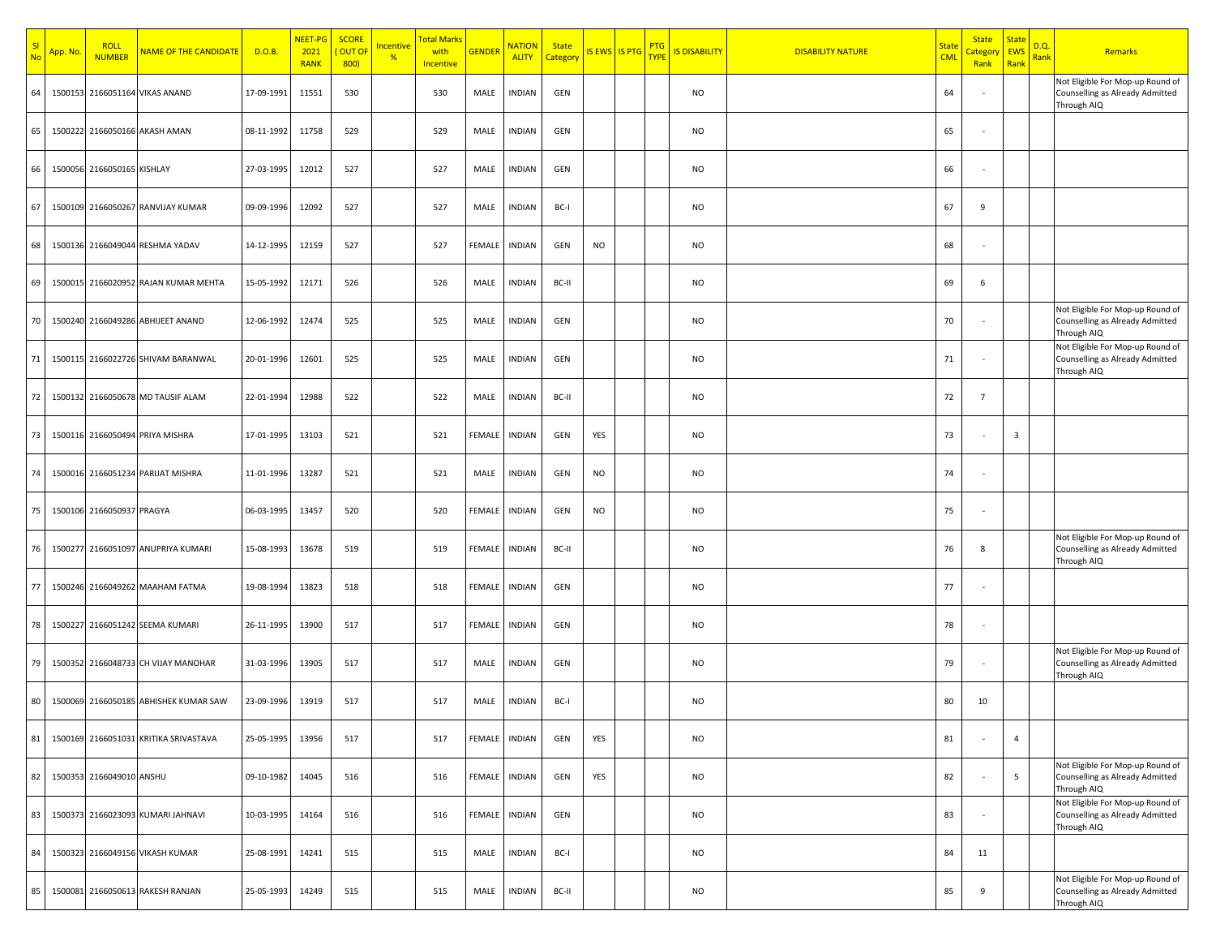| Sl No | App. No. | ROLL NUMBER | NAME OF THE CANDIDATE | D.O.B. | NEET-PG 2021 RANK | SCORE ( OUT OF 800) | Incentive % | Total Marks with Incentive | GENDER | NATIONALITY | State Category | IS EWS | IS PTG | PTG TYPE | IS DISABILITY | DISABILITY NATURE | State CML | State Category Rank | State EWS Rank | D.Q. Rank | Remarks |
|---|---|---|---|---|---|---|---|---|---|---|---|---|---|---|---|---|---|---|---|---|---|
| 64 | 1500153 | 2166051164 | VIKAS ANAND | 17-09-1991 | 11551 | 530 | | 530 | MALE | INDIAN | GEN | | | | NO | | 64 | - | | | Not Eligible For Mop-up Round of Counselling as Already Admitted Through AIQ |
| 65 | 1500222 | 2166050166 | AKASH AMAN | 08-11-1992 | 11758 | 529 | | 529 | MALE | INDIAN | GEN | | | | NO | | 65 | - | | | |
| 66 | 1500056 | 2166050165 | KISHLAY | 27-03-1995 | 12012 | 527 | | 527 | MALE | INDIAN | GEN | | | | NO | | 66 | - | | | |
| 67 | 1500109 | 2166050267 | RANVIJAY KUMAR | 09-09-1996 | 12092 | 527 | | 527 | MALE | INDIAN | BC-I | | | | NO | | 67 | 9 | | | |
| 68 | 1500136 | 2166049044 | RESHMA YADAV | 14-12-1995 | 12159 | 527 | | 527 | FEMALE | INDIAN | GEN | NO | | | NO | | 68 | - | | | |
| 69 | 1500015 | 2166020952 | RAJAN KUMAR MEHTA | 15-05-1992 | 12171 | 526 | | 526 | MALE | INDIAN | BC-II | | | | NO | | 69 | 6 | | | |
| 70 | 1500240 | 2166049286 | ABHIJEET ANAND | 12-06-1992 | 12474 | 525 | | 525 | MALE | INDIAN | GEN | | | | NO | | 70 | - | | | Not Eligible For Mop-up Round of Counselling as Already Admitted Through AIQ |
| 71 | 1500115 | 2166022726 | SHIVAM BARANWAL | 20-01-1996 | 12601 | 525 | | 525 | MALE | INDIAN | GEN | | | | NO | | 71 | - | | | Not Eligible For Mop-up Round of Counselling as Already Admitted Through AIQ |
| 72 | 1500132 | 2166050678 | MD TAUSIF ALAM | 22-01-1994 | 12988 | 522 | | 522 | MALE | INDIAN | BC-II | | | | NO | | 72 | 7 | | | |
| 73 | 1500116 | 2166050494 | PRIYA MISHRA | 17-01-1995 | 13103 | 521 | | 521 | FEMALE | INDIAN | GEN | YES | | | NO | | 73 | - | 3 | | |
| 74 | 1500016 | 2166051234 | PARIJAT MISHRA | 11-01-1996 | 13287 | 521 | | 521 | MALE | INDIAN | GEN | NO | | | NO | | 74 | - | | | |
| 75 | 1500106 | 2166050937 | PRAGYA | 06-03-1995 | 13457 | 520 | | 520 | FEMALE | INDIAN | GEN | NO | | | NO | | 75 | - | | | |
| 76 | 1500277 | 2166051097 | ANUPRIYA KUMARI | 15-08-1993 | 13678 | 519 | | 519 | FEMALE | INDIAN | BC-II | | | | NO | | 76 | 8 | | | Not Eligible For Mop-up Round of Counselling as Already Admitted Through AIQ |
| 77 | 1500246 | 2166049262 | MAAHAM FATMA | 19-08-1994 | 13823 | 518 | | 518 | FEMALE | INDIAN | GEN | | | | NO | | 77 | - | | | |
| 78 | 1500227 | 2166051242 | SEEMA KUMARI | 26-11-1995 | 13900 | 517 | | 517 | FEMALE | INDIAN | GEN | | | | NO | | 78 | - | | | |
| 79 | 1500352 | 2166048733 | CH VIJAY MANOHAR | 31-03-1996 | 13905 | 517 | | 517 | MALE | INDIAN | GEN | | | | NO | | 79 | - | | | Not Eligible For Mop-up Round of Counselling as Already Admitted Through AIQ |
| 80 | 1500069 | 2166050185 | ABHISHEK KUMAR SAW | 23-09-1996 | 13919 | 517 | | 517 | MALE | INDIAN | BC-I | | | | NO | | 80 | 10 | | | |
| 81 | 1500169 | 2166051031 | KRITIKA SRIVASTAVA | 25-05-1995 | 13956 | 517 | | 517 | FEMALE | INDIAN | GEN | YES | | | NO | | 81 | - | 4 | | |
| 82 | 1500353 | 2166049010 | ANSHU | 09-10-1982 | 14045 | 516 | | 516 | FEMALE | INDIAN | GEN | YES | | | NO | | 82 | - | 5 | | Not Eligible For Mop-up Round of Counselling as Already Admitted Through AIQ |
| 83 | 1500373 | 2166023093 | KUMARI JAHNAVI | 10-03-1995 | 14164 | 516 | | 516 | FEMALE | INDIAN | GEN | | | | NO | | 83 | - | | | Not Eligible For Mop-up Round of Counselling as Already Admitted Through AIQ |
| 84 | 1500323 | 2166049156 | VIKASH KUMAR | 25-08-1991 | 14241 | 515 | | 515 | MALE | INDIAN | BC-I | | | | NO | | 84 | 11 | | | |
| 85 | 1500081 | 2166050613 | RAKESH RANJAN | 25-05-1993 | 14249 | 515 | | 515 | MALE | INDIAN | BC-II | | | | NO | | 85 | 9 | | | Not Eligible For Mop-up Round of Counselling as Already Admitted Through AIQ |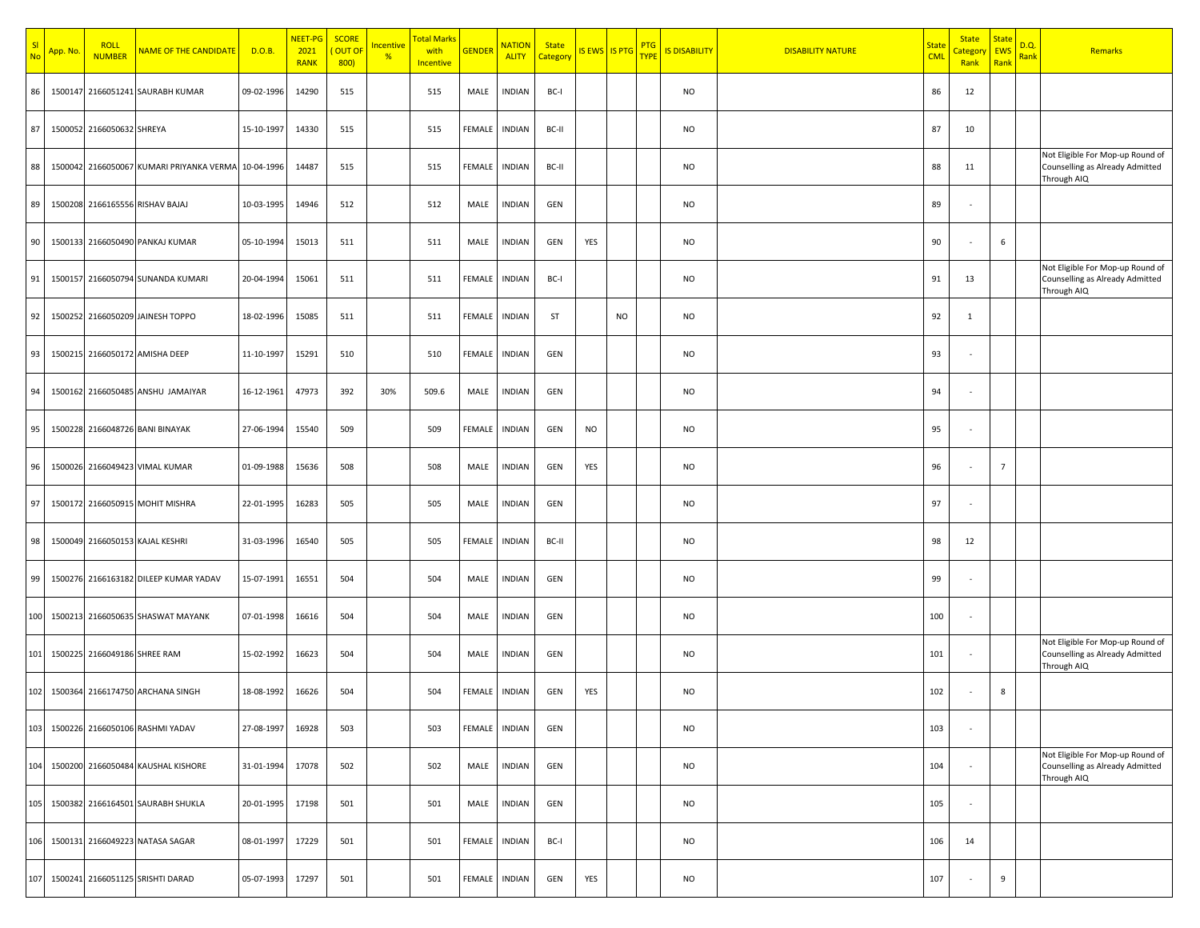| Sl No | App. No. | ROLL NUMBER | NAME OF THE CANDIDATE | D.O.B. | NEET-PG 2021 RANK | SCORE ( OUT OF 800) | Incentive % | Total Marks with Incentive | GENDER | NATION ALITY | State Category | IS EWS | IS PTG | PTG TYPE | IS DISABILITY | DISABILITY NATURE | State CML | State Category Rank | State EWS Rank | D.Q. Rank | Remarks |
|---|---|---|---|---|---|---|---|---|---|---|---|---|---|---|---|---|---|---|---|---|---|
| 86 | 1500147 | 2166051241 | SAURABH KUMAR | 09-02-1996 | 14290 | 515 | | 515 | MALE | INDIAN | BC-I | | | | NO | | 86 | 12 | | | |
| 87 | 1500052 | 2166050632 | SHREYA | 15-10-1997 | 14330 | 515 | | 515 | FEMALE | INDIAN | BC-II | | | | NO | | 87 | 10 | | | |
| 88 | 1500042 | 2166050067 | KUMARI PRIYANKA VERMA | 10-04-1996 | 14487 | 515 | | 515 | FEMALE | INDIAN | BC-II | | | | NO | | 88 | 11 | | | Not Eligible For Mop-up Round of Counselling as Already Admitted Through AIQ |
| 89 | 1500208 | 2166165556 | RISHAV BAJAJ | 10-03-1995 | 14946 | 512 | | 512 | MALE | INDIAN | GEN | | | | NO | | 89 | - | | | |
| 90 | 1500133 | 2166050490 | PANKAJ KUMAR | 05-10-1994 | 15013 | 511 | | 511 | MALE | INDIAN | GEN | YES | | | NO | | 90 | - | 6 | | |
| 91 | 1500157 | 2166050794 | SUNANDA KUMARI | 20-04-1994 | 15061 | 511 | | 511 | FEMALE | INDIAN | BC-I | | | | NO | | 91 | 13 | | | Not Eligible For Mop-up Round of Counselling as Already Admitted Through AIQ |
| 92 | 1500252 | 2166050209 | JAINESH TOPPO | 18-02-1996 | 15085 | 511 | | 511 | FEMALE | INDIAN | ST | | NO | | NO | | 92 | 1 | | | |
| 93 | 1500215 | 2166050172 | AMISHA DEEP | 11-10-1997 | 15291 | 510 | | 510 | FEMALE | INDIAN | GEN | | | | NO | | 93 | - | | | |
| 94 | 1500162 | 2166050485 | ANSHU JAMAIYAR | 16-12-1961 | 47973 | 392 | 30% | 509.6 | MALE | INDIAN | GEN | | | | NO | | 94 | - | | | |
| 95 | 1500228 | 2166048726 | BANI BINAYAK | 27-06-1994 | 15540 | 509 | | 509 | FEMALE | INDIAN | GEN | NO | | | NO | | 95 | - | | | |
| 96 | 1500026 | 2166049423 | VIMAL KUMAR | 01-09-1988 | 15636 | 508 | | 508 | MALE | INDIAN | GEN | YES | | | NO | | 96 | - | 7 | | |
| 97 | 1500172 | 2166050915 | MOHIT MISHRA | 22-01-1995 | 16283 | 505 | | 505 | MALE | INDIAN | GEN | | | | NO | | 97 | - | | | |
| 98 | 1500049 | 2166050153 | KAJAL KESHRI | 31-03-1996 | 16540 | 505 | | 505 | FEMALE | INDIAN | BC-II | | | | NO | | 98 | 12 | | | |
| 99 | 1500276 | 2166163182 | DILEEP KUMAR YADAV | 15-07-1991 | 16551 | 504 | | 504 | MALE | INDIAN | GEN | | | | NO | | 99 | - | | | |
| 100 | 1500213 | 2166050635 | SHASWAT MAYANK | 07-01-1998 | 16616 | 504 | | 504 | MALE | INDIAN | GEN | | | | NO | | 100 | - | | | |
| 101 | 1500225 | 2166049186 | SHREE RAM | 15-02-1992 | 16623 | 504 | | 504 | MALE | INDIAN | GEN | | | | NO | | 101 | - | | | Not Eligible For Mop-up Round of Counselling as Already Admitted Through AIQ |
| 102 | 1500364 | 2166174750 | ARCHANA SINGH | 18-08-1992 | 16626 | 504 | | 504 | FEMALE | INDIAN | GEN | YES | | | NO | | 102 | - | 8 | | |
| 103 | 1500226 | 2166050106 | RASHMI YADAV | 27-08-1997 | 16928 | 503 | | 503 | FEMALE | INDIAN | GEN | | | | NO | | 103 | - | | | |
| 104 | 1500200 | 2166050484 | KAUSHAL KISHORE | 31-01-1994 | 17078 | 502 | | 502 | MALE | INDIAN | GEN | | | | NO | | 104 | - | | | Not Eligible For Mop-up Round of Counselling as Already Admitted Through AIQ |
| 105 | 1500382 | 2166164501 | SAURABH SHUKLA | 20-01-1995 | 17198 | 501 | | 501 | MALE | INDIAN | GEN | | | | NO | | 105 | - | | | |
| 106 | 1500131 | 2166049223 | NATASA SAGAR | 08-01-1997 | 17229 | 501 | | 501 | FEMALE | INDIAN | BC-I | | | | NO | | 106 | 14 | | | |
| 107 | 1500241 | 2166051125 | SRISHTI DARAD | 05-07-1993 | 17297 | 501 | | 501 | FEMALE | INDIAN | GEN | YES | | | NO | | 107 | - | 9 | | |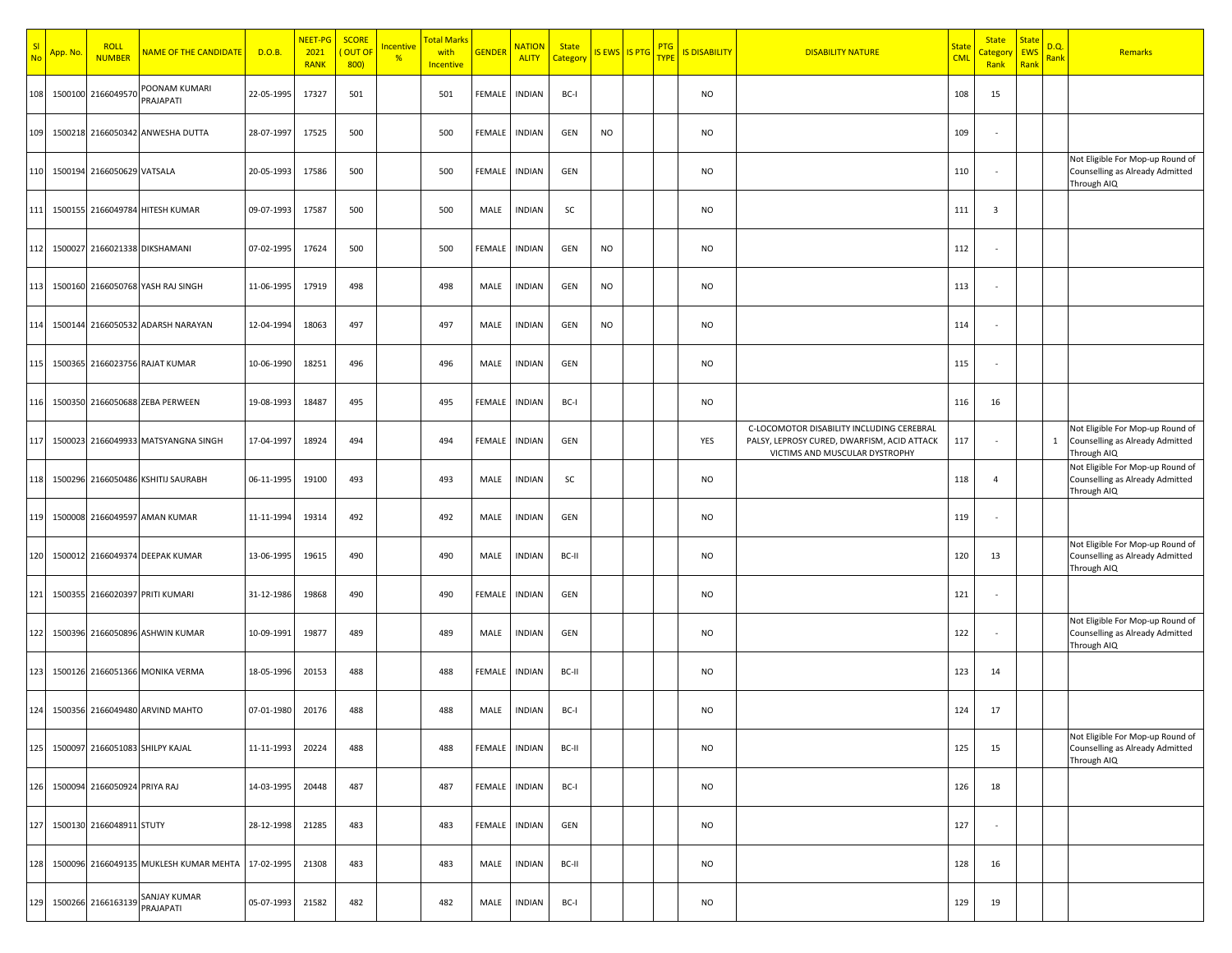| Sl No | App. No. | ROLL NUMBER | NAME OF THE CANDIDATE | D.O.B. | NEET-PG 2021 RANK | SCORE ( OUT OF 800) | Incentive % | Total Marks with Incentive | GENDER | NATIONALITY | State Category | IS EWS | IS PTG | PTG TYPE | IS DISABILITY | DISABILITY NATURE | State CML | State Category Rank | State EWS Rank | D.Q. Rank | Remarks |
|---|---|---|---|---|---|---|---|---|---|---|---|---|---|---|---|---|---|---|---|---|---|
| 108 | 1500100 | 2166049570 | POONAM KUMARI PRAJAPATI | 22-05-1995 | 17327 | 501 | | 501 | FEMALE | INDIAN | BC-I | | | | NO | | 108 | 15 | | | |
| 109 | 1500218 | 2166050342 | ANWESHA DUTTA | 28-07-1997 | 17525 | 500 | | 500 | FEMALE | INDIAN | GEN | NO | | | NO | | 109 | - | | | |
| 110 | 1500194 | 2166050629 | VATSALA | 20-05-1993 | 17586 | 500 | | 500 | FEMALE | INDIAN | GEN | | | | NO | | 110 | - | | | Not Eligible For Mop-up Round of Counselling as Already Admitted Through AIQ |
| 111 | 1500155 | 2166049784 | HITESH KUMAR | 09-07-1993 | 17587 | 500 | | 500 | MALE | INDIAN | SC | | | | NO | | 111 | 3 | | | |
| 112 | 1500027 | 2166021338 | DIKSHAMANI | 07-02-1995 | 17624 | 500 | | 500 | FEMALE | INDIAN | GEN | NO | | | NO | | 112 | - | | | |
| 113 | 1500160 | 2166050768 | YASH RAJ SINGH | 11-06-1995 | 17919 | 498 | | 498 | MALE | INDIAN | GEN | NO | | | NO | | 113 | - | | | |
| 114 | 1500144 | 2166050532 | ADARSH NARAYAN | 12-04-1994 | 18063 | 497 | | 497 | MALE | INDIAN | GEN | NO | | | NO | | 114 | - | | | |
| 115 | 1500365 | 2166023756 | RAJAT KUMAR | 10-06-1990 | 18251 | 496 | | 496 | MALE | INDIAN | GEN | | | | NO | | 115 | - | | | |
| 116 | 1500350 | 2166050688 | ZEBA PERWEEN | 19-08-1993 | 18487 | 495 | | 495 | FEMALE | INDIAN | BC-I | | | | NO | | 116 | 16 | | | |
| 117 | 1500023 | 2166049933 | MATSYANGNA SINGH | 17-04-1997 | 18924 | 494 | | 494 | FEMALE | INDIAN | GEN | | | | YES | C-LOCOMOTOR DISABILITY INCLUDING CEREBRAL PALSY, LEPROSY CURED, DWARFISM, ACID ATTACK VICTIMS AND MUSCULAR DYSTROPHY | 117 | - | | 1 | Not Eligible For Mop-up Round of Counselling as Already Admitted Through AIQ |
| 118 | 1500296 | 2166050486 | KSHITIJ SAURABH | 06-11-1995 | 19100 | 493 | | 493 | MALE | INDIAN | SC | | | | NO | | 118 | 4 | | | Not Eligible For Mop-up Round of Counselling as Already Admitted Through AIQ |
| 119 | 1500008 | 2166049597 | AMAN KUMAR | 11-11-1994 | 19314 | 492 | | 492 | MALE | INDIAN | GEN | | | | NO | | 119 | - | | | |
| 120 | 1500012 | 2166049374 | DEEPAK KUMAR | 13-06-1995 | 19615 | 490 | | 490 | MALE | INDIAN | BC-II | | | | NO | | 120 | 13 | | | Not Eligible For Mop-up Round of Counselling as Already Admitted Through AIQ |
| 121 | 1500355 | 2166020397 | PRITI KUMARI | 31-12-1986 | 19868 | 490 | | 490 | FEMALE | INDIAN | GEN | | | | NO | | 121 | - | | | |
| 122 | 1500396 | 2166050896 | ASHWIN KUMAR | 10-09-1991 | 19877 | 489 | | 489 | MALE | INDIAN | GEN | | | | NO | | 122 | - | | | Not Eligible For Mop-up Round of Counselling as Already Admitted Through AIQ |
| 123 | 1500126 | 2166051366 | MONIKA VERMA | 18-05-1996 | 20153 | 488 | | 488 | FEMALE | INDIAN | BC-II | | | | NO | | 123 | 14 | | | |
| 124 | 1500356 | 2166049480 | ARVIND MAHTO | 07-01-1980 | 20176 | 488 | | 488 | MALE | INDIAN | BC-I | | | | NO | | 124 | 17 | | | |
| 125 | 1500097 | 2166051083 | SHILPY KAJAL | 11-11-1993 | 20224 | 488 | | 488 | FEMALE | INDIAN | BC-II | | | | NO | | 125 | 15 | | | Not Eligible For Mop-up Round of Counselling as Already Admitted Through AIQ |
| 126 | 1500094 | 2166050924 | PRIYA RAJ | 14-03-1995 | 20448 | 487 | | 487 | FEMALE | INDIAN | BC-I | | | | NO | | 126 | 18 | | | |
| 127 | 1500130 | 2166048911 | STUTY | 28-12-1998 | 21285 | 483 | | 483 | FEMALE | INDIAN | GEN | | | | NO | | 127 | - | | | |
| 128 | 1500096 | 2166049135 | MUKLESH KUMAR MEHTA | 17-02-1995 | 21308 | 483 | | 483 | MALE | INDIAN | BC-II | | | | NO | | 128 | 16 | | | |
| 129 | 1500266 | 2166163139 | SANJAY KUMAR PRAJAPATI | 05-07-1993 | 21582 | 482 | | 482 | MALE | INDIAN | BC-I | | | | NO | | 129 | 19 | | | |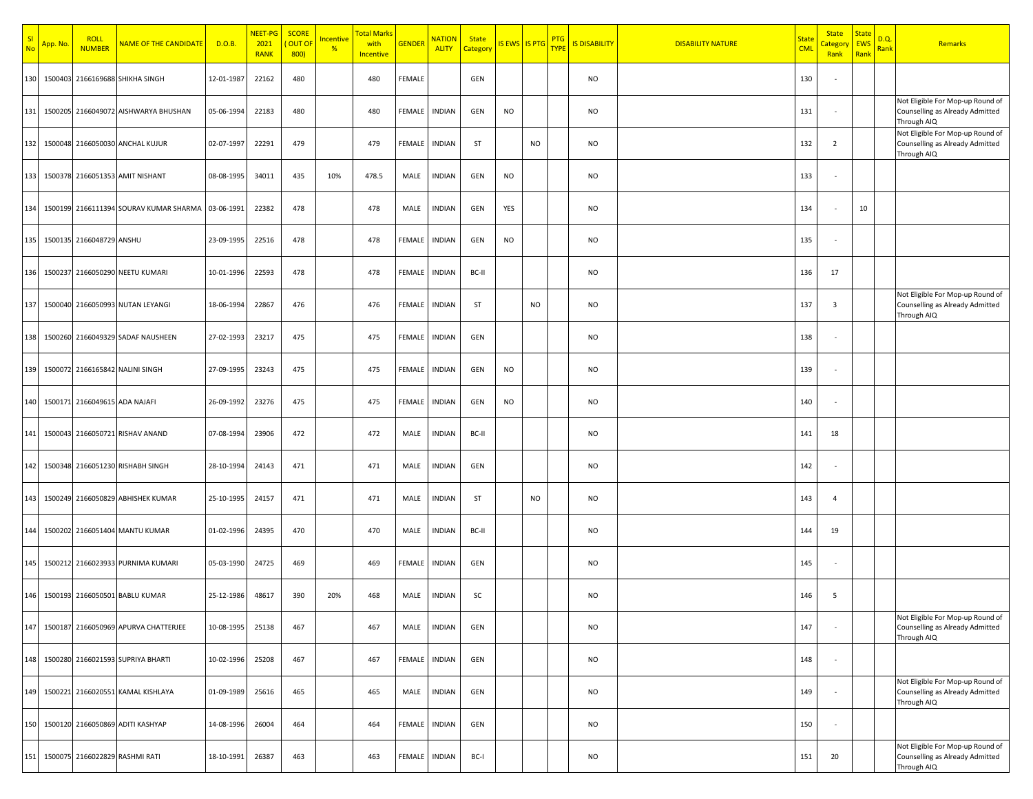| Sl No | App. No. | ROLL NUMBER | NAME OF THE CANDIDATE | D.O.B. | NEET-PG 2021 RANK | SCORE ( OUT OF 800) | Incentive % | Total Marks with Incentive | GENDER | NATION ALITY | State Category | IS EWS | IS PTG | PTG TYPE | IS DISABILITY | DISABILITY NATURE | State CML | State Category Rank | State EWS Rank | D.Q. Rank | Remarks |
|---|---|---|---|---|---|---|---|---|---|---|---|---|---|---|---|---|---|---|---|---|---|
| 130 | 1500403 | 2166169688 | SHIKHA SINGH | 12-01-1987 | 22162 | 480 | | 480 | FEMALE | | GEN | | | | NO | | 130 | - | | | |
| 131 | 1500205 | 2166049072 | AISHWARYA BHUSHAN | 05-06-1994 | 22183 | 480 | | 480 | FEMALE | INDIAN | GEN | NO | | | NO | | 131 | - | | | Not Eligible For Mop-up Round of Counselling as Already Admitted Through AIQ |
| 132 | 1500048 | 2166050030 | ANCHAL KUJUR | 02-07-1997 | 22291 | 479 | | 479 | FEMALE | INDIAN | ST | | NO | | NO | | 132 | 2 | | | Not Eligible For Mop-up Round of Counselling as Already Admitted Through AIQ |
| 133 | 1500378 | 2166051353 | AMIT NISHANT | 08-08-1995 | 34011 | 435 | 10% | 478.5 | MALE | INDIAN | GEN | NO | | | NO | | 133 | - | | | |
| 134 | 1500199 | 2166111394 | SOURAV KUMAR SHARMA | 03-06-1991 | 22382 | 478 | | 478 | MALE | INDIAN | GEN | YES | | | NO | | 134 | - | 10 | | |
| 135 | 1500135 | 2166048729 | ANSHU | 23-09-1995 | 22516 | 478 | | 478 | FEMALE | INDIAN | GEN | NO | | | NO | | 135 | - | | | |
| 136 | 1500237 | 2166050290 | NEETU KUMARI | 10-01-1996 | 22593 | 478 | | 478 | FEMALE | INDIAN | BC-II | | | | NO | | 136 | 17 | | | |
| 137 | 1500040 | 2166050993 | NUTAN LEYANGI | 18-06-1994 | 22867 | 476 | | 476 | FEMALE | INDIAN | ST | | NO | | NO | | 137 | 3 | | | Not Eligible For Mop-up Round of Counselling as Already Admitted Through AIQ |
| 138 | 1500260 | 2166049329 | SADAF NAUSHEEN | 27-02-1993 | 23217 | 475 | | 475 | FEMALE | INDIAN | GEN | | | | NO | | 138 | - | | | |
| 139 | 1500072 | 2166165842 | NALINI SINGH | 27-09-1995 | 23243 | 475 | | 475 | FEMALE | INDIAN | GEN | NO | | | NO | | 139 | - | | | |
| 140 | 1500171 | 2166049615 | ADA NAJAFI | 26-09-1992 | 23276 | 475 | | 475 | FEMALE | INDIAN | GEN | NO | | | NO | | 140 | - | | | |
| 141 | 1500043 | 2166050721 | RISHAV ANAND | 07-08-1994 | 23906 | 472 | | 472 | MALE | INDIAN | BC-II | | | | NO | | 141 | 18 | | | |
| 142 | 1500348 | 2166051230 | RISHABH SINGH | 28-10-1994 | 24143 | 471 | | 471 | MALE | INDIAN | GEN | | | | NO | | 142 | - | | | |
| 143 | 1500249 | 2166050829 | ABHISHEK KUMAR | 25-10-1995 | 24157 | 471 | | 471 | MALE | INDIAN | ST | | NO | | NO | | 143 | 4 | | | |
| 144 | 1500202 | 2166051404 | MANTU KUMAR | 01-02-1996 | 24395 | 470 | | 470 | MALE | INDIAN | BC-II | | | | NO | | 144 | 19 | | | |
| 145 | 1500212 | 2166023933 | PURNIMA KUMARI | 05-03-1990 | 24725 | 469 | | 469 | FEMALE | INDIAN | GEN | | | | NO | | 145 | - | | | |
| 146 | 1500193 | 2166050501 | BABLU KUMAR | 25-12-1986 | 48617 | 390 | 20% | 468 | MALE | INDIAN | SC | | | | NO | | 146 | 5 | | | |
| 147 | 1500187 | 2166050969 | APURVA CHATTERJEE | 10-08-1995 | 25138 | 467 | | 467 | MALE | INDIAN | GEN | | | | NO | | 147 | - | | | Not Eligible For Mop-up Round of Counselling as Already Admitted Through AIQ |
| 148 | 1500280 | 2166021593 | SUPRIYA BHARTI | 10-02-1996 | 25208 | 467 | | 467 | FEMALE | INDIAN | GEN | | | | NO | | 148 | - | | | |
| 149 | 1500221 | 2166020551 | KAMAL KISHLAYA | 01-09-1989 | 25616 | 465 | | 465 | MALE | INDIAN | GEN | | | | NO | | 149 | - | | | Not Eligible For Mop-up Round of Counselling as Already Admitted Through AIQ |
| 150 | 1500120 | 2166050869 | ADITI KASHYAP | 14-08-1996 | 26004 | 464 | | 464 | FEMALE | INDIAN | GEN | | | | NO | | 150 | - | | | |
| 151 | 1500075 | 2166022829 | RASHMI RATI | 18-10-1991 | 26387 | 463 | | 463 | FEMALE | INDIAN | BC-I | | | | NO | | 151 | 20 | | | Not Eligible For Mop-up Round of Counselling as Already Admitted Through AIQ |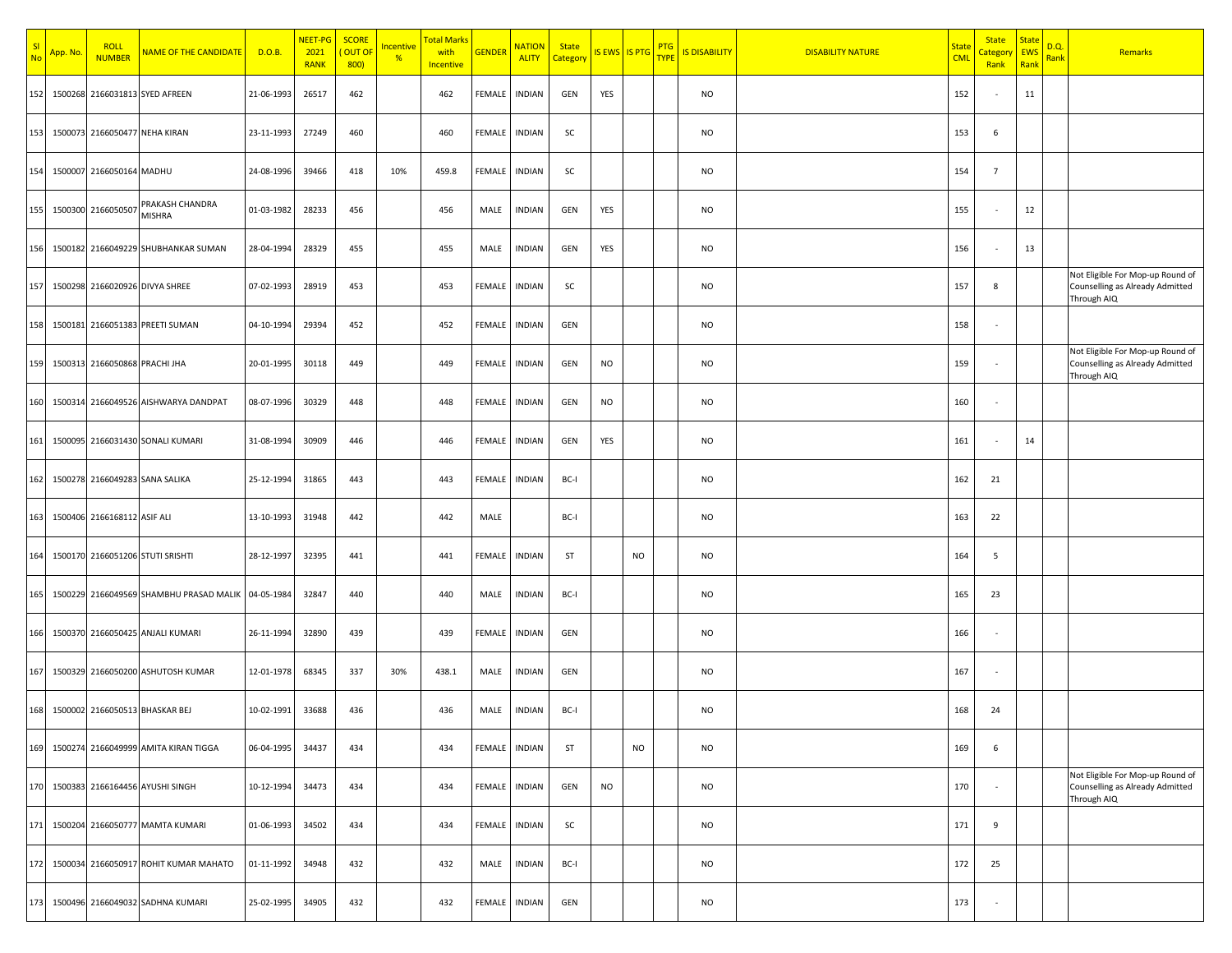| Sl No | App. No. | ROLL NUMBER | NAME OF THE CANDIDATE | D.O.B. | NEET-PG 2021 RANK | SCORE ( OUT OF 800) | Incentive % | Total Marks with Incentive | GENDER | NATIONALITY | State Category | IS EWS | IS PTG | PTG TYPE | IS DISABILITY | DISABILITY NATURE | State CML | State Category Rank | State EWS Rank | D.Q. Rank | Remarks |
|---|---|---|---|---|---|---|---|---|---|---|---|---|---|---|---|---|---|---|---|---|---|
| 152 | 1500268 | 2166031813 | SYED AFREEN | 21-06-1993 | 26517 | 462 | | 462 | FEMALE | INDIAN | GEN | YES | | | NO | | 152 | - | 11 | | |
| 153 | 1500073 | 2166050477 | NEHA KIRAN | 23-11-1993 | 27249 | 460 | | 460 | FEMALE | INDIAN | SC | | | | NO | | 153 | 6 | | | |
| 154 | 1500007 | 2166050164 | MADHU | 24-08-1996 | 39466 | 418 | 10% | 459.8 | FEMALE | INDIAN | SC | | | | NO | | 154 | 7 | | | |
| 155 | 1500300 | 2166050507 | PRAKASH CHANDRA MISHRA | 01-03-1982 | 28233 | 456 | | 456 | MALE | INDIAN | GEN | YES | | | NO | | 155 | - | 12 | | |
| 156 | 1500182 | 2166049229 | SHUBHANKAR SUMAN | 28-04-1994 | 28329 | 455 | | 455 | MALE | INDIAN | GEN | YES | | | NO | | 156 | - | 13 | | |
| 157 | 1500298 | 2166020926 | DIVYA SHREE | 07-02-1993 | 28919 | 453 | | 453 | FEMALE | INDIAN | SC | | | | NO | | 157 | 8 | | | Not Eligible For Mop-up Round of Counselling as Already Admitted Through AIQ |
| 158 | 1500181 | 2166051383 | PREETI SUMAN | 04-10-1994 | 29394 | 452 | | 452 | FEMALE | INDIAN | GEN | | | | NO | | 158 | - | | | |
| 159 | 1500313 | 2166050868 | PRACHI JHA | 20-01-1995 | 30118 | 449 | | 449 | FEMALE | INDIAN | GEN | NO | | | NO | | 159 | - | | | Not Eligible For Mop-up Round of Counselling as Already Admitted Through AIQ |
| 160 | 1500314 | 2166049526 | AISHWARYA DANDPAT | 08-07-1996 | 30329 | 448 | | 448 | FEMALE | INDIAN | GEN | NO | | | NO | | 160 | - | | | |
| 161 | 1500095 | 2166031430 | SONALI KUMARI | 31-08-1994 | 30909 | 446 | | 446 | FEMALE | INDIAN | GEN | YES | | | NO | | 161 | - | 14 | | |
| 162 | 1500278 | 2166049283 | SANA SALIKA | 25-12-1994 | 31865 | 443 | | 443 | FEMALE | INDIAN | BC-I | | | | NO | | 162 | 21 | | | |
| 163 | 1500406 | 2166168112 | ASIF ALI | 13-10-1993 | 31948 | 442 | | 442 | MALE | | BC-I | | | | NO | | 163 | 22 | | | |
| 164 | 1500170 | 2166051206 | STUTI SRISHTI | 28-12-1997 | 32395 | 441 | | 441 | FEMALE | INDIAN | ST | | NO | | NO | | 164 | 5 | | | |
| 165 | 1500229 | 2166049569 | SHAMBHU PRASAD MALIK | 04-05-1984 | 32847 | 440 | | 440 | MALE | INDIAN | BC-I | | | | NO | | 165 | 23 | | | |
| 166 | 1500370 | 2166050425 | ANJALI KUMARI | 26-11-1994 | 32890 | 439 | | 439 | FEMALE | INDIAN | GEN | | | | NO | | 166 | - | | | |
| 167 | 1500329 | 2166050200 | ASHUTOSH KUMAR | 12-01-1978 | 68345 | 337 | 30% | 438.1 | MALE | INDIAN | GEN | | | | NO | | 167 | - | | | |
| 168 | 1500002 | 2166050513 | BHASKAR BEJ | 10-02-1991 | 33688 | 436 | | 436 | MALE | INDIAN | BC-I | | | | NO | | 168 | 24 | | | |
| 169 | 1500274 | 2166049999 | AMITA KIRAN TIGGA | 06-04-1995 | 34437 | 434 | | 434 | FEMALE | INDIAN | ST | | NO | | NO | | 169 | 6 | | | |
| 170 | 1500383 | 2166164456 | AYUSHI SINGH | 10-12-1994 | 34473 | 434 | | 434 | FEMALE | INDIAN | GEN | NO | | | NO | | 170 | - | | | Not Eligible For Mop-up Round of Counselling as Already Admitted Through AIQ |
| 171 | 1500204 | 2166050777 | MAMTA KUMARI | 01-06-1993 | 34502 | 434 | | 434 | FEMALE | INDIAN | SC | | | | NO | | 171 | 9 | | | |
| 172 | 1500034 | 2166050917 | ROHIT KUMAR MAHATO | 01-11-1992 | 34948 | 432 | | 432 | MALE | INDIAN | BC-I | | | | NO | | 172 | 25 | | | |
| 173 | 1500496 | 2166049032 | SADHNA KUMARI | 25-02-1995 | 34905 | 432 | | 432 | FEMALE | INDIAN | GEN | | | | NO | | 173 | - | | | |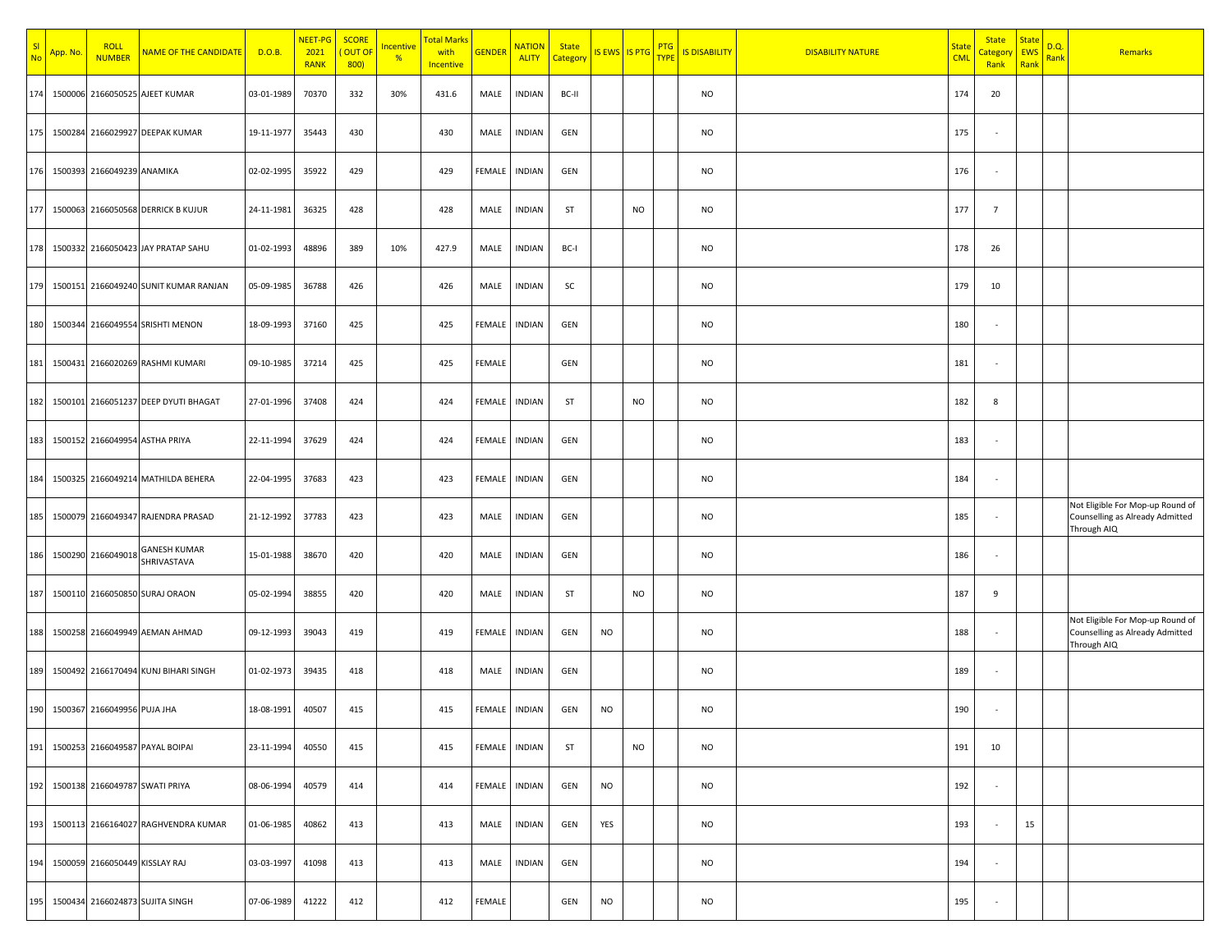| Sl No | App. No. | ROLL NUMBER | NAME OF THE CANDIDATE | D.O.B. | NEET-PG 2021 RANK | SCORE ( OUT OF 800) | Incentive % | Total Marks with Incentive | GENDER | NATIONALITY | State Category | IS EWS | IS PTG | PTG TYPE | IS DISABILITY | DISABILITY NATURE | State CML | State Category Rank | State EWS Rank | D.Q. Rank | Remarks |
|---|---|---|---|---|---|---|---|---|---|---|---|---|---|---|---|---|---|---|---|---|---|
| 174 | 1500006 | 2166050525 | AJEET KUMAR | 03-01-1989 | 70370 | 332 | 30% | 431.6 | MALE | INDIAN | BC-II | | | | NO | | 174 | 20 | | | |
| 175 | 1500284 | 2166029927 | DEEPAK KUMAR | 19-11-1977 | 35443 | 430 | | 430 | MALE | INDIAN | GEN | | | | NO | | 175 | - | | | |
| 176 | 1500393 | 2166049239 | ANAMIKA | 02-02-1995 | 35922 | 429 | | 429 | FEMALE | INDIAN | GEN | | | | NO | | 176 | - | | | |
| 177 | 1500063 | 2166050568 | DERRICK B KUJUR | 24-11-1981 | 36325 | 428 | | 428 | MALE | INDIAN | ST | | NO | | NO | | 177 | 7 | | | |
| 178 | 1500332 | 2166050423 | JAY PRATAP SAHU | 01-02-1993 | 48896 | 389 | 10% | 427.9 | MALE | INDIAN | BC-I | | | | NO | | 178 | 26 | | | |
| 179 | 1500151 | 2166049240 | SUNIT KUMAR RANJAN | 05-09-1985 | 36788 | 426 | | 426 | MALE | INDIAN | SC | | | | NO | | 179 | 10 | | | |
| 180 | 1500344 | 2166049554 | SRISHTI MENON | 18-09-1993 | 37160 | 425 | | 425 | FEMALE | INDIAN | GEN | | | | NO | | 180 | - | | | |
| 181 | 1500431 | 2166020269 | RASHMI KUMARI | 09-10-1985 | 37214 | 425 | | 425 | FEMALE | | GEN | | | | NO | | 181 | - | | | |
| 182 | 1500101 | 2166051237 | DEEP DYUTI BHAGAT | 27-01-1996 | 37408 | 424 | | 424 | FEMALE | INDIAN | ST | | NO | | NO | | 182 | 8 | | | |
| 183 | 1500152 | 2166049954 | ASTHA PRIYA | 22-11-1994 | 37629 | 424 | | 424 | FEMALE | INDIAN | GEN | | | | NO | | 183 | - | | | |
| 184 | 1500325 | 2166049214 | MATHILDA BEHERA | 22-04-1995 | 37683 | 423 | | 423 | FEMALE | INDIAN | GEN | | | | NO | | 184 | - | | | |
| 185 | 1500079 | 2166049347 | RAJENDRA PRASAD | 21-12-1992 | 37783 | 423 | | 423 | MALE | INDIAN | GEN | | | | NO | | 185 | - | | | Not Eligible For Mop-up Round of Counselling as Already Admitted Through AIQ |
| 186 | 1500290 | 2166049018 | GANESH KUMAR SHRIVASTAVA | 15-01-1988 | 38670 | 420 | | 420 | MALE | INDIAN | GEN | | | | NO | | 186 | - | | | |
| 187 | 1500110 | 2166050850 | SURAJ ORAON | 05-02-1994 | 38855 | 420 | | 420 | MALE | INDIAN | ST | | NO | | NO | | 187 | 9 | | | |
| 188 | 1500258 | 2166049949 | AEMAN AHMAD | 09-12-1993 | 39043 | 419 | | 419 | FEMALE | INDIAN | GEN | NO | | | NO | | 188 | - | | | Not Eligible For Mop-up Round of Counselling as Already Admitted Through AIQ |
| 189 | 1500492 | 2166170494 | KUNJ BIHARI SINGH | 01-02-1973 | 39435 | 418 | | 418 | MALE | INDIAN | GEN | | | | NO | | 189 | - | | | |
| 190 | 1500367 | 2166049956 | PUJA JHA | 18-08-1991 | 40507 | 415 | | 415 | FEMALE | INDIAN | GEN | NO | | | NO | | 190 | - | | | |
| 191 | 1500253 | 2166049587 | PAYAL BOIPAI | 23-11-1994 | 40550 | 415 | | 415 | FEMALE | INDIAN | ST | | NO | | NO | | 191 | 10 | | | |
| 192 | 1500138 | 2166049787 | SWATI PRIYA | 08-06-1994 | 40579 | 414 | | 414 | FEMALE | INDIAN | GEN | NO | | | NO | | 192 | - | | | |
| 193 | 1500113 | 2166164027 | RAGHVENDRA KUMAR | 01-06-1985 | 40862 | 413 | | 413 | MALE | INDIAN | GEN | YES | | | NO | | 193 | - | 15 | | |
| 194 | 1500059 | 2166050449 | KISSLAY RAJ | 03-03-1997 | 41098 | 413 | | 413 | MALE | INDIAN | GEN | | | | NO | | 194 | - | | | |
| 195 | 1500434 | 2166024873 | SUJITA SINGH | 07-06-1989 | 41222 | 412 | | 412 | FEMALE | | GEN | NO | | | NO | | 195 | - | | | |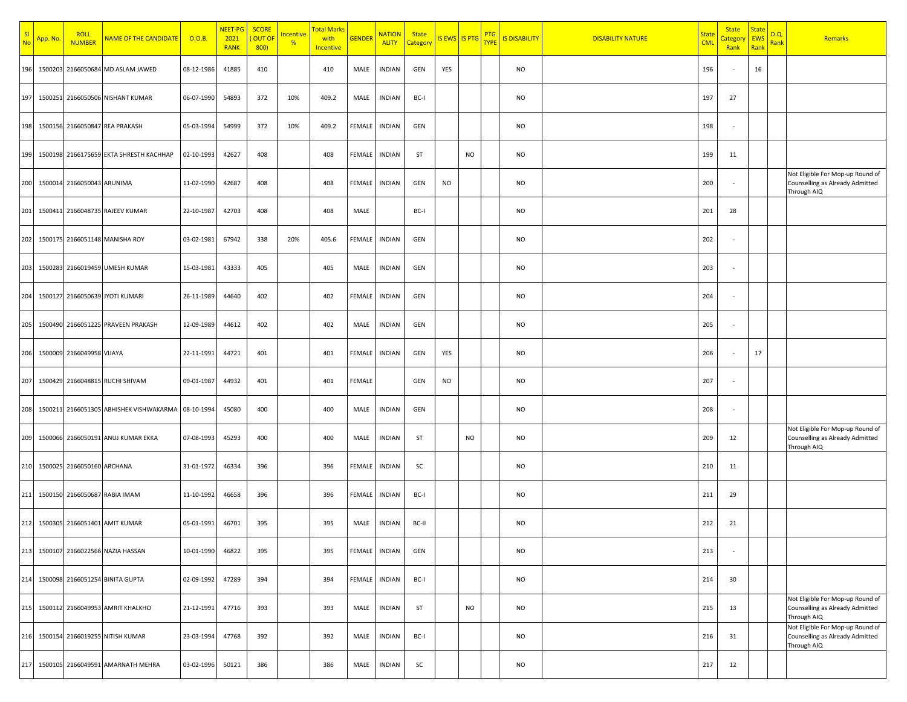| Sl No | App. No. | ROLL NUMBER | NAME OF THE CANDIDATE | D.O.B. | NEET-PG 2021 RANK | SCORE ( OUT OF 800) | Incentive % | Total Marks with Incentive | GENDER | NATION ALITY | State Category | IS EWS | IS PTG | PTG TYPE | IS DISABILITY | DISABILITY NATURE | State CML | State Category Rank | State EWS Rank | D.Q. Rank | Remarks |
|---|---|---|---|---|---|---|---|---|---|---|---|---|---|---|---|---|---|---|---|---|---|
| 196 | 1500203 | 2166050684 | MD ASLAM JAWED | 08-12-1986 | 41885 | 410 | | 410 | MALE | INDIAN | GEN | YES | | | NO | | 196 | - | 16 | | |
| 197 | 1500251 | 2166050506 | NISHANT KUMAR | 06-07-1990 | 54893 | 372 | 10% | 409.2 | MALE | INDIAN | BC-I | | | | NO | | 197 | 27 | | | |
| 198 | 1500156 | 2166050847 | REA PRAKASH | 05-03-1994 | 54999 | 372 | 10% | 409.2 | FEMALE | INDIAN | GEN | | | | NO | | 198 | - | | | |
| 199 | 1500198 | 2166175659 | EKTA SHRESTH KACHHAP | 02-10-1993 | 42627 | 408 | | 408 | FEMALE | INDIAN | ST | | NO | | NO | | 199 | 11 | | | |
| 200 | 1500014 | 2166050043 | ARUNIMA | 11-02-1990 | 42687 | 408 | | 408 | FEMALE | INDIAN | GEN | NO | | | NO | | 200 | - | | | Not Eligible For Mop-up Round of Counselling as Already Admitted Through AIQ |
| 201 | 1500411 | 2166048735 | RAJEEV KUMAR | 22-10-1987 | 42703 | 408 | | 408 | MALE | | BC-I | | | | NO | | 201 | 28 | | | |
| 202 | 1500175 | 2166051148 | MANISHA ROY | 03-02-1981 | 67942 | 338 | 20% | 405.6 | FEMALE | INDIAN | GEN | | | | NO | | 202 | - | | | |
| 203 | 1500283 | 2166019459 | UMESH KUMAR | 15-03-1981 | 43333 | 405 | | 405 | MALE | INDIAN | GEN | | | | NO | | 203 | - | | | |
| 204 | 1500127 | 2166050639 | JYOTI KUMARI | 26-11-1989 | 44640 | 402 | | 402 | FEMALE | INDIAN | GEN | | | | NO | | 204 | - | | | |
| 205 | 1500490 | 2166051225 | PRAVEEN PRAKASH | 12-09-1989 | 44612 | 402 | | 402 | MALE | INDIAN | GEN | | | | NO | | 205 | - | | | |
| 206 | 1500009 | 2166049958 | VIJAYA | 22-11-1991 | 44721 | 401 | | 401 | FEMALE | INDIAN | GEN | YES | | | NO | | 206 | - | 17 | | |
| 207 | 1500429 | 2166048815 | RUCHI SHIVAM | 09-01-1987 | 44932 | 401 | | 401 | FEMALE | | GEN | NO | | | NO | | 207 | - | | | |
| 208 | 1500211 | 2166051305 | ABHISHEK VISHWAKARMA | 08-10-1994 | 45080 | 400 | | 400 | MALE | INDIAN | GEN | | | | NO | | 208 | - | | | |
| 209 | 1500066 | 2166050191 | ANUJ KUMAR EKKA | 07-08-1993 | 45293 | 400 | | 400 | MALE | INDIAN | ST | | NO | | NO | | 209 | 12 | | | Not Eligible For Mop-up Round of Counselling as Already Admitted Through AIQ |
| 210 | 1500025 | 2166050160 | ARCHANA | 31-01-1972 | 46334 | 396 | | 396 | FEMALE | INDIAN | SC | | | | NO | | 210 | 11 | | | |
| 211 | 1500150 | 2166050687 | RABIA IMAM | 11-10-1992 | 46658 | 396 | | 396 | FEMALE | INDIAN | BC-I | | | | NO | | 211 | 29 | | | |
| 212 | 1500305 | 2166051401 | AMIT KUMAR | 05-01-1991 | 46701 | 395 | | 395 | MALE | INDIAN | BC-II | | | | NO | | 212 | 21 | | | |
| 213 | 1500107 | 2166022566 | NAZIA HASSAN | 10-01-1990 | 46822 | 395 | | 395 | FEMALE | INDIAN | GEN | | | | NO | | 213 | - | | | |
| 214 | 1500098 | 2166051254 | BINITA GUPTA | 02-09-1992 | 47289 | 394 | | 394 | FEMALE | INDIAN | BC-I | | | | NO | | 214 | 30 | | | |
| 215 | 1500112 | 2166049953 | AMRIT KHALKHO | 21-12-1991 | 47716 | 393 | | 393 | MALE | INDIAN | ST | | NO | | NO | | 215 | 13 | | | Not Eligible For Mop-up Round of Counselling as Already Admitted Through AIQ |
| 216 | 1500154 | 2166019255 | NITISH KUMAR | 23-03-1994 | 47768 | 392 | | 392 | MALE | INDIAN | BC-I | | | | NO | | 216 | 31 | | | Not Eligible For Mop-up Round of Counselling as Already Admitted Through AIQ |
| 217 | 1500105 | 2166049591 | AMARNATH MEHRA | 03-02-1996 | 50121 | 386 | | 386 | MALE | INDIAN | SC | | | | NO | | 217 | 12 | | | |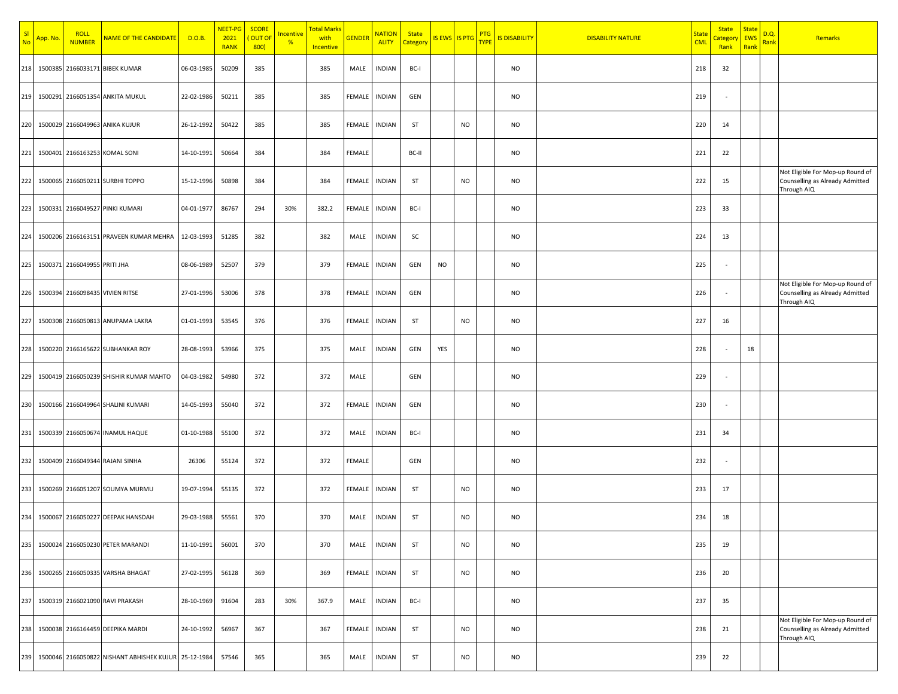| Sl No | App. No. | ROLL NUMBER | NAME OF THE CANDIDATE | D.O.B. | NEET-PG 2021 RANK | SCORE ( OUT OF 800) | Incentive % | Total Marks with Incentive | GENDER | NATIONALITY | State Category | IS EWS | IS PTG | PTG TYPE | IS DISABILITY | DISABILITY NATURE | State CML | State Category Rank | State EWS Rank | D.Q. Rank | Remarks |
|---|---|---|---|---|---|---|---|---|---|---|---|---|---|---|---|---|---|---|---|---|---|
| 218 | 1500385 | 2166033171 | BIBEK KUMAR | 06-03-1985 | 50209 | 385 | | 385 | MALE | INDIAN | BC-I | | | | NO | | 218 | 32 | | | |
| 219 | 1500291 | 2166051354 | ANKITA MUKUL | 22-02-1986 | 50211 | 385 | | 385 | FEMALE | INDIAN | GEN | | | | NO | | 219 | - | | | |
| 220 | 1500029 | 2166049963 | ANIKA KUJUR | 26-12-1992 | 50422 | 385 | | 385 | FEMALE | INDIAN | ST | | NO | | NO | | 220 | 14 | | | |
| 221 | 1500401 | 2166163253 | KOMAL SONI | 14-10-1991 | 50664 | 384 | | 384 | FEMALE | | BC-II | | | | NO | | 221 | 22 | | | |
| 222 | 1500065 | 2166050211 | SURBHI TOPPO | 15-12-1996 | 50898 | 384 | | 384 | FEMALE | INDIAN | ST | | NO | | NO | | 222 | 15 | | | Not Eligible For Mop-up Round of Counselling as Already Admitted Through AIQ |
| 223 | 1500331 | 2166049527 | PINKI KUMARI | 04-01-1977 | 86767 | 294 | 30% | 382.2 | FEMALE | INDIAN | BC-I | | | | NO | | 223 | 33 | | | |
| 224 | 1500206 | 2166163151 | PRAVEEN KUMAR MEHRA | 12-03-1993 | 51285 | 382 | | 382 | MALE | INDIAN | SC | | | | NO | | 224 | 13 | | | |
| 225 | 1500371 | 2166049955 | PRITI JHA | 08-06-1989 | 52507 | 379 | | 379 | FEMALE | INDIAN | GEN | NO | | | NO | | 225 | - | | | |
| 226 | 1500394 | 2166098435 | VIVIEN RITSE | 27-01-1996 | 53006 | 378 | | 378 | FEMALE | INDIAN | GEN | | | | NO | | 226 | - | | | Not Eligible For Mop-up Round of Counselling as Already Admitted Through AIQ |
| 227 | 1500308 | 2166050813 | ANUPAMA LAKRA | 01-01-1993 | 53545 | 376 | | 376 | FEMALE | INDIAN | ST | | NO | | NO | | 227 | 16 | | | |
| 228 | 1500220 | 2166165622 | SUBHANKAR ROY | 28-08-1993 | 53966 | 375 | | 375 | MALE | INDIAN | GEN | YES | | | NO | | 228 | - | 18 | | |
| 229 | 1500419 | 2166050239 | SHISHIR KUMAR MAHTO | 04-03-1982 | 54980 | 372 | | 372 | MALE | | GEN | | | | NO | | 229 | - | | | |
| 230 | 1500166 | 2166049964 | SHALINI KUMARI | 14-05-1993 | 55040 | 372 | | 372 | FEMALE | INDIAN | GEN | | | | NO | | 230 | - | | | |
| 231 | 1500339 | 2166050674 | INAMUL HAQUE | 01-10-1988 | 55100 | 372 | | 372 | MALE | INDIAN | BC-I | | | | NO | | 231 | 34 | | | |
| 232 | 1500409 | 2166049344 | RAJANI SINHA | 26306 | 55124 | 372 | | 372 | FEMALE | | GEN | | | | NO | | 232 | - | | | |
| 233 | 1500269 | 2166051207 | SOUMYA MURMU | 19-07-1994 | 55135 | 372 | | 372 | FEMALE | INDIAN | ST | | NO | | NO | | 233 | 17 | | | |
| 234 | 1500067 | 2166050227 | DEEPAK HANSDAH | 29-03-1988 | 55561 | 370 | | 370 | MALE | INDIAN | ST | | NO | | NO | | 234 | 18 | | | |
| 235 | 1500024 | 2166050230 | PETER MARANDI | 11-10-1991 | 56001 | 370 | | 370 | MALE | INDIAN | ST | | NO | | NO | | 235 | 19 | | | |
| 236 | 1500265 | 2166050335 | VARSHA BHAGAT | 27-02-1995 | 56128 | 369 | | 369 | FEMALE | INDIAN | ST | | NO | | NO | | 236 | 20 | | | |
| 237 | 1500319 | 2166021090 | RAVI PRAKASH | 28-10-1969 | 91604 | 283 | 30% | 367.9 | MALE | INDIAN | BC-I | | | | NO | | 237 | 35 | | | |
| 238 | 1500038 | 2166164459 | DEEPIKA MARDI | 24-10-1992 | 56967 | 367 | | 367 | FEMALE | INDIAN | ST | | NO | | NO | | 238 | 21 | | | Not Eligible For Mop-up Round of Counselling as Already Admitted Through AIQ |
| 239 | 1500046 | 2166050822 | NISHANT ABHISHEK KUJUR | 25-12-1984 | 57546 | 365 | | 365 | MALE | INDIAN | ST | | NO | | NO | | 239 | 22 | | | |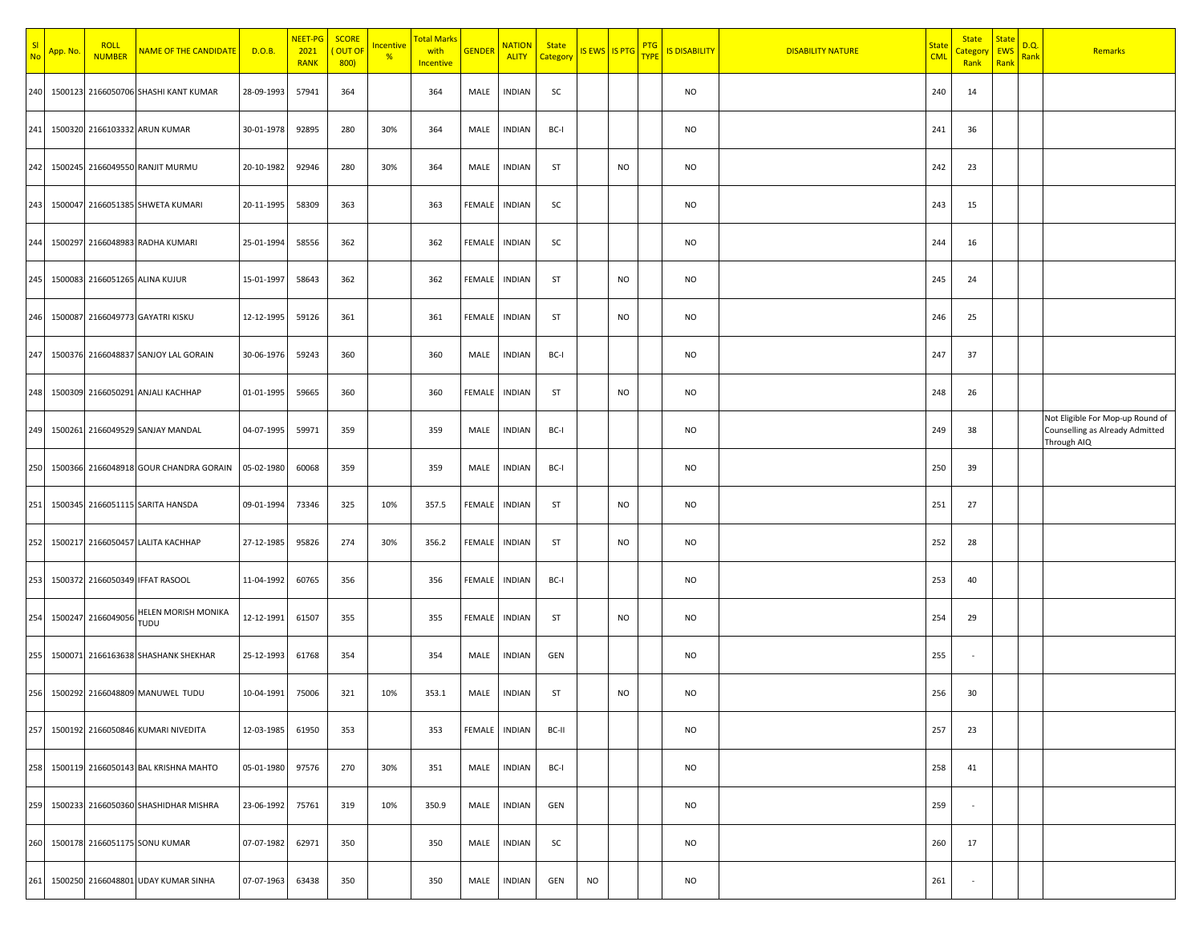| Sl No | App. No. | ROLL NUMBER | NAME OF THE CANDIDATE | D.O.B. | NEET-PG 2021 RANK | SCORE ( OUT OF 800) | Incentive % | Total Marks with Incentive | GENDER | NATIONALITY | State Category | IS EWS | IS PTG | PTG TYPE | IS DISABILITY | DISABILITY NATURE | State CML | State Category Rank | State EWS Rank | D.Q. Rank | Remarks |
|---|---|---|---|---|---|---|---|---|---|---|---|---|---|---|---|---|---|---|---|---|---|
| 240 | 1500123 | 2166050706 | SHASHI KANT KUMAR | 28-09-1993 | 57941 | 364 | | 364 | MALE | INDIAN | SC | | | | NO | | 240 | 14 | | | |
| 241 | 1500320 | 2166103332 | ARUN KUMAR | 30-01-1978 | 92895 | 280 | 30% | 364 | MALE | INDIAN | BC-I | | | | NO | | 241 | 36 | | | |
| 242 | 1500245 | 2166049550 | RANJIT MURMU | 20-10-1982 | 92946 | 280 | 30% | 364 | MALE | INDIAN | ST | | NO | | NO | | 242 | 23 | | | |
| 243 | 1500047 | 2166051385 | SHWETA KUMARI | 20-11-1995 | 58309 | 363 | | 363 | FEMALE | INDIAN | SC | | | | NO | | 243 | 15 | | | |
| 244 | 1500297 | 2166048983 | RADHA KUMARI | 25-01-1994 | 58556 | 362 | | 362 | FEMALE | INDIAN | SC | | | | NO | | 244 | 16 | | | |
| 245 | 1500083 | 2166051265 | ALINA KUJUR | 15-01-1997 | 58643 | 362 | | 362 | FEMALE | INDIAN | ST | | NO | | NO | | 245 | 24 | | | |
| 246 | 1500087 | 2166049773 | GAYATRI KISKU | 12-12-1995 | 59126 | 361 | | 361 | FEMALE | INDIAN | ST | | NO | | NO | | 246 | 25 | | | |
| 247 | 1500376 | 2166048837 | SANJOY LAL GORAIN | 30-06-1976 | 59243 | 360 | | 360 | MALE | INDIAN | BC-I | | | | NO | | 247 | 37 | | | |
| 248 | 1500309 | 2166050291 | ANJALI KACHHAP | 01-01-1995 | 59665 | 360 | | 360 | FEMALE | INDIAN | ST | | NO | | NO | | 248 | 26 | | | |
| 249 | 1500261 | 2166049529 | SANJAY MANDAL | 04-07-1995 | 59971 | 359 | | 359 | MALE | INDIAN | BC-I | | | | NO | | 249 | 38 | | | Not Eligible For Mop-up Round of Counselling as Already Admitted Through AIQ |
| 250 | 1500366 | 2166048918 | GOUR CHANDRA GORAIN | 05-02-1980 | 60068 | 359 | | 359 | MALE | INDIAN | BC-I | | | | NO | | 250 | 39 | | | |
| 251 | 1500345 | 2166051115 | SARITA HANSDA | 09-01-1994 | 73346 | 325 | 10% | 357.5 | FEMALE | INDIAN | ST | | NO | | NO | | 251 | 27 | | | |
| 252 | 1500217 | 2166050457 | LALITA KACHHAP | 27-12-1985 | 95826 | 274 | 30% | 356.2 | FEMALE | INDIAN | ST | | NO | | NO | | 252 | 28 | | | |
| 253 | 1500372 | 2166050349 | IFFAT RASOOL | 11-04-1992 | 60765 | 356 | | 356 | FEMALE | INDIAN | BC-I | | | | NO | | 253 | 40 | | | |
| 254 | 1500247 | 2166049056 | HELEN MORISH MONIKA TUDU | 12-12-1991 | 61507 | 355 | | 355 | FEMALE | INDIAN | ST | | NO | | NO | | 254 | 29 | | | |
| 255 | 1500071 | 2166163638 | SHASHANK SHEKHAR | 25-12-1993 | 61768 | 354 | | 354 | MALE | INDIAN | GEN | | | | NO | | 255 | - | | | |
| 256 | 1500292 | 2166048809 | MANUWEL TUDU | 10-04-1991 | 75006 | 321 | 10% | 353.1 | MALE | INDIAN | ST | | NO | | NO | | 256 | 30 | | | |
| 257 | 1500192 | 2166050846 | KUMARI NIVEDITA | 12-03-1985 | 61950 | 353 | | 353 | FEMALE | INDIAN | BC-II | | | | NO | | 257 | 23 | | | |
| 258 | 1500119 | 2166050143 | BAL KRISHNA MAHTO | 05-01-1980 | 97576 | 270 | 30% | 351 | MALE | INDIAN | BC-I | | | | NO | | 258 | 41 | | | |
| 259 | 1500233 | 2166050360 | SHASHIDHAR MISHRA | 23-06-1992 | 75761 | 319 | 10% | 350.9 | MALE | INDIAN | GEN | | | | NO | | 259 | - | | | |
| 260 | 1500178 | 2166051175 | SONU KUMAR | 07-07-1982 | 62971 | 350 | | 350 | MALE | INDIAN | SC | | | | NO | | 260 | 17 | | | |
| 261 | 1500250 | 2166048801 | UDAY KUMAR SINHA | 07-07-1963 | 63438 | 350 | | 350 | MALE | INDIAN | GEN | NO | | | NO | | 261 | - | | | |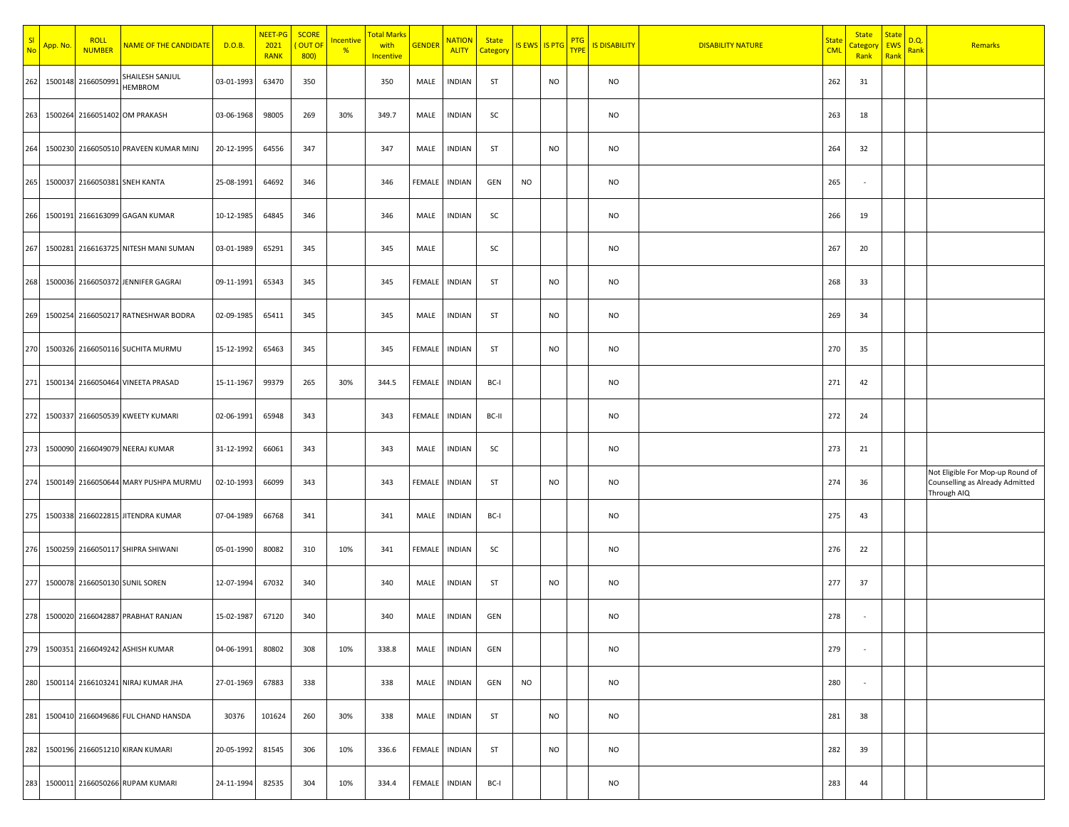| Sl No | App. No. | ROLL NUMBER | NAME OF THE CANDIDATE | D.O.B. | NEET-PG 2021 RANK | SCORE ( OUT OF 800) | Incentive % | Total Marks with Incentive | GENDER | NATION ALITY | State Category | IS EWS | IS PTG | PTG TYPE | IS DISABILITY | DISABILITY NATURE | State CML | State Category Rank | State EWS Rank | D.Q. Rank | Remarks |
|---|---|---|---|---|---|---|---|---|---|---|---|---|---|---|---|---|---|---|---|---|---|
| 262 | 1500148 | 2166050991 | SHAILESH SANJUL HEMBROM | 03-01-1993 | 63470 | 350 | | 350 | MALE | INDIAN | ST | | NO | | NO | | 262 | 31 | | | |
| 263 | 1500264 | 2166051402 | OM PRAKASH | 03-06-1968 | 98005 | 269 | 30% | 349.7 | MALE | INDIAN | SC | | | | NO | | 263 | 18 | | | |
| 264 | 1500230 | 2166050510 | PRAVEEN KUMAR MINJ | 20-12-1995 | 64556 | 347 | | 347 | MALE | INDIAN | ST | | NO | | NO | | 264 | 32 | | | |
| 265 | 1500037 | 2166050381 | SNEH KANTA | 25-08-1991 | 64692 | 346 | | 346 | FEMALE | INDIAN | GEN | NO | | | NO | | 265 | - | | | |
| 266 | 1500191 | 2166163099 | GAGAN KUMAR | 10-12-1985 | 64845 | 346 | | 346 | MALE | INDIAN | SC | | | | NO | | 266 | 19 | | | |
| 267 | 1500281 | 2166163725 | NITESH MANI SUMAN | 03-01-1989 | 65291 | 345 | | 345 | MALE | | SC | | | | NO | | 267 | 20 | | | |
| 268 | 1500036 | 2166050372 | JENNIFER GAGRAI | 09-11-1991 | 65343 | 345 | | 345 | FEMALE | INDIAN | ST | | NO | | NO | | 268 | 33 | | | |
| 269 | 1500254 | 2166050217 | RATNESHWAR BODRA | 02-09-1985 | 65411 | 345 | | 345 | MALE | INDIAN | ST | | NO | | NO | | 269 | 34 | | | |
| 270 | 1500326 | 2166050116 | SUCHITA MURMU | 15-12-1992 | 65463 | 345 | | 345 | FEMALE | INDIAN | ST | | NO | | NO | | 270 | 35 | | | |
| 271 | 1500134 | 2166050464 | VINEETA PRASAD | 15-11-1967 | 99379 | 265 | 30% | 344.5 | FEMALE | INDIAN | BC-I | | | | NO | | 271 | 42 | | | |
| 272 | 1500337 | 2166050539 | KWEETY KUMARI | 02-06-1991 | 65948 | 343 | | 343 | FEMALE | INDIAN | BC-II | | | | NO | | 272 | 24 | | | |
| 273 | 1500090 | 2166049079 | NEERAJ KUMAR | 31-12-1992 | 66061 | 343 | | 343 | MALE | INDIAN | SC | | | | NO | | 273 | 21 | | | |
| 274 | 1500149 | 2166050644 | MARY PUSHPA MURMU | 02-10-1993 | 66099 | 343 | | 343 | FEMALE | INDIAN | ST | | NO | | NO | | 274 | 36 | | | Not Eligible For Mop-up Round of Counselling as Already Admitted Through AIQ |
| 275 | 1500338 | 2166022815 | JITENDRA KUMAR | 07-04-1989 | 66768 | 341 | | 341 | MALE | INDIAN | BC-I | | | | NO | | 275 | 43 | | | |
| 276 | 1500259 | 2166050117 | SHIPRA SHIWANI | 05-01-1990 | 80082 | 310 | 10% | 341 | FEMALE | INDIAN | SC | | | | NO | | 276 | 22 | | | |
| 277 | 1500078 | 2166050130 | SUNIL SOREN | 12-07-1994 | 67032 | 340 | | 340 | MALE | INDIAN | ST | | NO | | NO | | 277 | 37 | | | |
| 278 | 1500020 | 2166042887 | PRABHAT RANJAN | 15-02-1987 | 67120 | 340 | | 340 | MALE | INDIAN | GEN | | | | NO | | 278 | - | | | |
| 279 | 1500351 | 2166049242 | ASHISH KUMAR | 04-06-1991 | 80802 | 308 | 10% | 338.8 | MALE | INDIAN | GEN | | | | NO | | 279 | - | | | |
| 280 | 1500114 | 2166103241 | NIRAJ KUMAR JHA | 27-01-1969 | 67883 | 338 | | 338 | MALE | INDIAN | GEN | NO | | | NO | | 280 | - | | | |
| 281 | 1500410 | 2166049686 | FUL CHAND HANSDA | 30376 | 101624 | 260 | 30% | 338 | MALE | INDIAN | ST | | NO | | NO | | 281 | 38 | | | |
| 282 | 1500196 | 2166051210 | KIRAN KUMARI | 20-05-1992 | 81545 | 306 | 10% | 336.6 | FEMALE | INDIAN | ST | | NO | | NO | | 282 | 39 | | | |
| 283 | 1500011 | 2166050266 | RUPAM KUMARI | 24-11-1994 | 82535 | 304 | 10% | 334.4 | FEMALE | INDIAN | BC-I | | | | NO | | 283 | 44 | | | |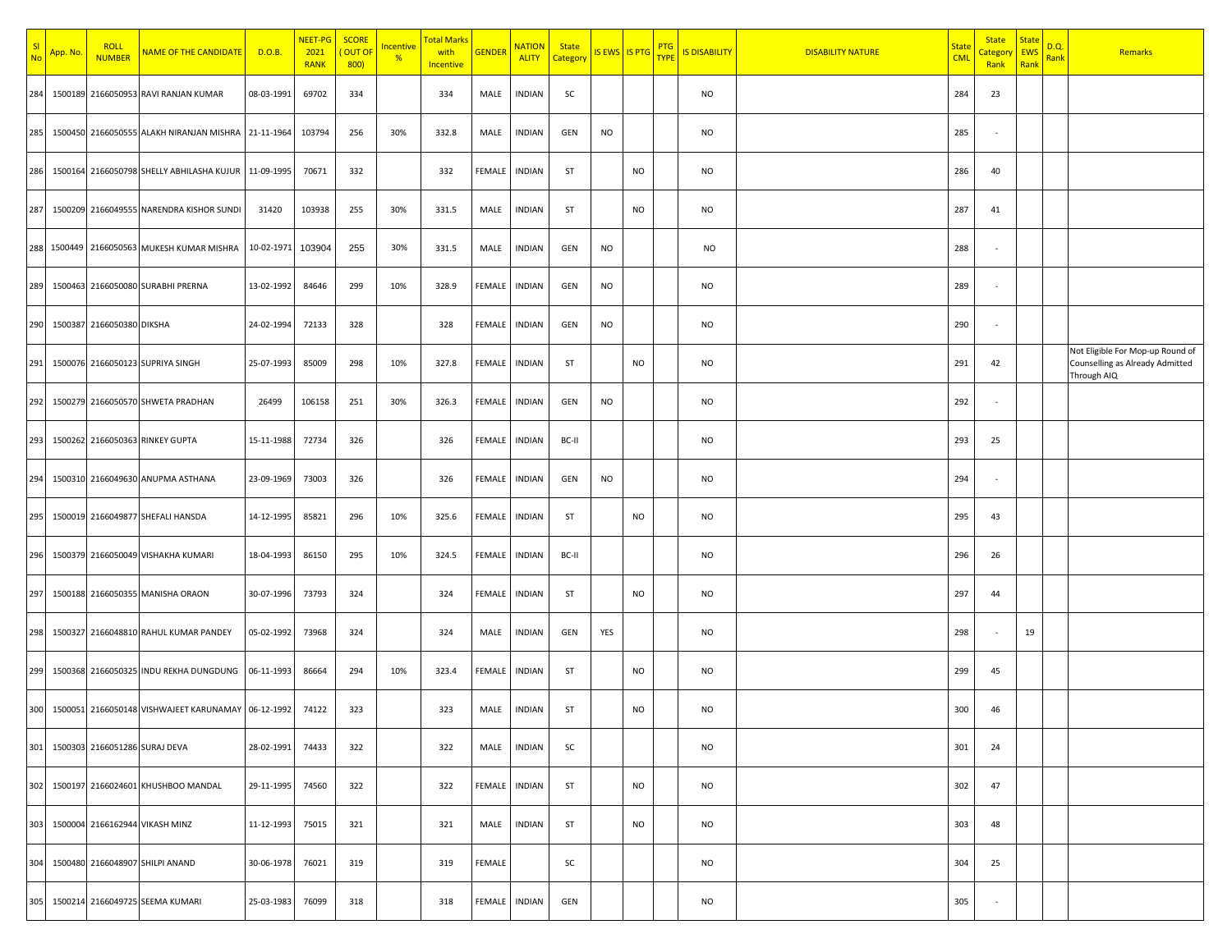| Sl No | App. No. | ROLL NUMBER | NAME OF THE CANDIDATE | D.O.B. | NEET-PG 2021 RANK | SCORE ( OUT OF 800) | Incentive % | Total Marks with Incentive | GENDER | NATIONALITY | State Category | IS EWS | IS PTG | PTG TYPE | IS DISABILITY | DISABILITY NATURE | State CML | State Category Rank | State EWS Rank | D.Q. Rank | Remarks |
|---|---|---|---|---|---|---|---|---|---|---|---|---|---|---|---|---|---|---|---|---|---|
| 284 | 1500189 | 2166050953 | RAVI RANJAN KUMAR | 08-03-1991 | 69702 | 334 | | 334 | MALE | INDIAN | SC | | | | NO | | 284 | 23 | | | |
| 285 | 1500450 | 2166050555 | ALAKH NIRANJAN MISHRA | 21-11-1964 | 103794 | 256 | 30% | 332.8 | MALE | INDIAN | GEN | NO | | | NO | | 285 | - | | | |
| 286 | 1500164 | 2166050798 | SHELLY ABHILASHA KUJUR | 11-09-1995 | 70671 | 332 | | 332 | FEMALE | INDIAN | ST | | NO | | NO | | 286 | 40 | | | |
| 287 | 1500209 | 2166049555 | NARENDRA KISHOR SUNDI | 31420 | 103938 | 255 | 30% | 331.5 | MALE | INDIAN | ST | | NO | | NO | | 287 | 41 | | | |
| 288 | 1500449 | 2166050563 | MUKESH KUMAR MISHRA | 10-02-1971 | 103904 | 255 | 30% | 331.5 | MALE | INDIAN | GEN | NO | | | NO | | 288 | - | | | |
| 289 | 1500463 | 2166050080 | SURABHI PRERNA | 13-02-1992 | 84646 | 299 | 10% | 328.9 | FEMALE | INDIAN | GEN | NO | | | NO | | 289 | - | | | |
| 290 | 1500387 | 2166050380 | DIKSHA | 24-02-1994 | 72133 | 328 | | 328 | FEMALE | INDIAN | GEN | NO | | | NO | | 290 | - | | | |
| 291 | 1500076 | 2166050123 | SUPRIYA SINGH | 25-07-1993 | 85009 | 298 | 10% | 327.8 | FEMALE | INDIAN | ST | | NO | | NO | | 291 | 42 | | | Not Eligible For Mop-up Round of Counselling as Already Admitted Through AIQ |
| 292 | 1500279 | 2166050570 | SHWETA PRADHAN | 26499 | 106158 | 251 | 30% | 326.3 | FEMALE | INDIAN | GEN | NO | | | NO | | 292 | - | | | |
| 293 | 1500262 | 2166050363 | RINKEY GUPTA | 15-11-1988 | 72734 | 326 | | 326 | FEMALE | INDIAN | BC-II | | | | NO | | 293 | 25 | | | |
| 294 | 1500310 | 2166049630 | ANUPMA ASTHANA | 23-09-1969 | 73003 | 326 | | 326 | FEMALE | INDIAN | GEN | NO | | | NO | | 294 | - | | | |
| 295 | 1500019 | 2166049877 | SHEFALI HANSDA | 14-12-1995 | 85821 | 296 | 10% | 325.6 | FEMALE | INDIAN | ST | | NO | | NO | | 295 | 43 | | | |
| 296 | 1500379 | 2166050049 | VISHAKHA KUMARI | 18-04-1993 | 86150 | 295 | 10% | 324.5 | FEMALE | INDIAN | BC-II | | | | NO | | 296 | 26 | | | |
| 297 | 1500188 | 2166050355 | MANISHA ORAON | 30-07-1996 | 73793 | 324 | | 324 | FEMALE | INDIAN | ST | | NO | | NO | | 297 | 44 | | | |
| 298 | 1500327 | 2166048810 | RAHUL KUMAR PANDEY | 05-02-1992 | 73968 | 324 | | 324 | MALE | INDIAN | GEN | YES | | | NO | | 298 | - | 19 | | |
| 299 | 1500368 | 2166050325 | INDU REKHA DUNGDUNG | 06-11-1993 | 86664 | 294 | 10% | 323.4 | FEMALE | INDIAN | ST | | NO | | NO | | 299 | 45 | | | |
| 300 | 1500051 | 2166050148 | VISHWAJEET KARUNAMAY | 06-12-1992 | 74122 | 323 | | 323 | MALE | INDIAN | ST | | NO | | NO | | 300 | 46 | | | |
| 301 | 1500303 | 2166051286 | SURAJ DEVA | 28-02-1991 | 74433 | 322 | | 322 | MALE | INDIAN | SC | | | | NO | | 301 | 24 | | | |
| 302 | 1500197 | 2166024601 | KHUSHBOO MANDAL | 29-11-1995 | 74560 | 322 | | 322 | FEMALE | INDIAN | ST | | NO | | NO | | 302 | 47 | | | |
| 303 | 1500004 | 2166162944 | VIKASH MINZ | 11-12-1993 | 75015 | 321 | | 321 | MALE | INDIAN | ST | | NO | | NO | | 303 | 48 | | | |
| 304 | 1500480 | 2166048907 | SHILPI ANAND | 30-06-1978 | 76021 | 319 | | 319 | FEMALE | | SC | | | | NO | | 304 | 25 | | | |
| 305 | 1500214 | 2166049725 | SEEMA KUMARI | 25-03-1983 | 76099 | 318 | | 318 | FEMALE | INDIAN | GEN | | | | NO | | 305 | - | | | |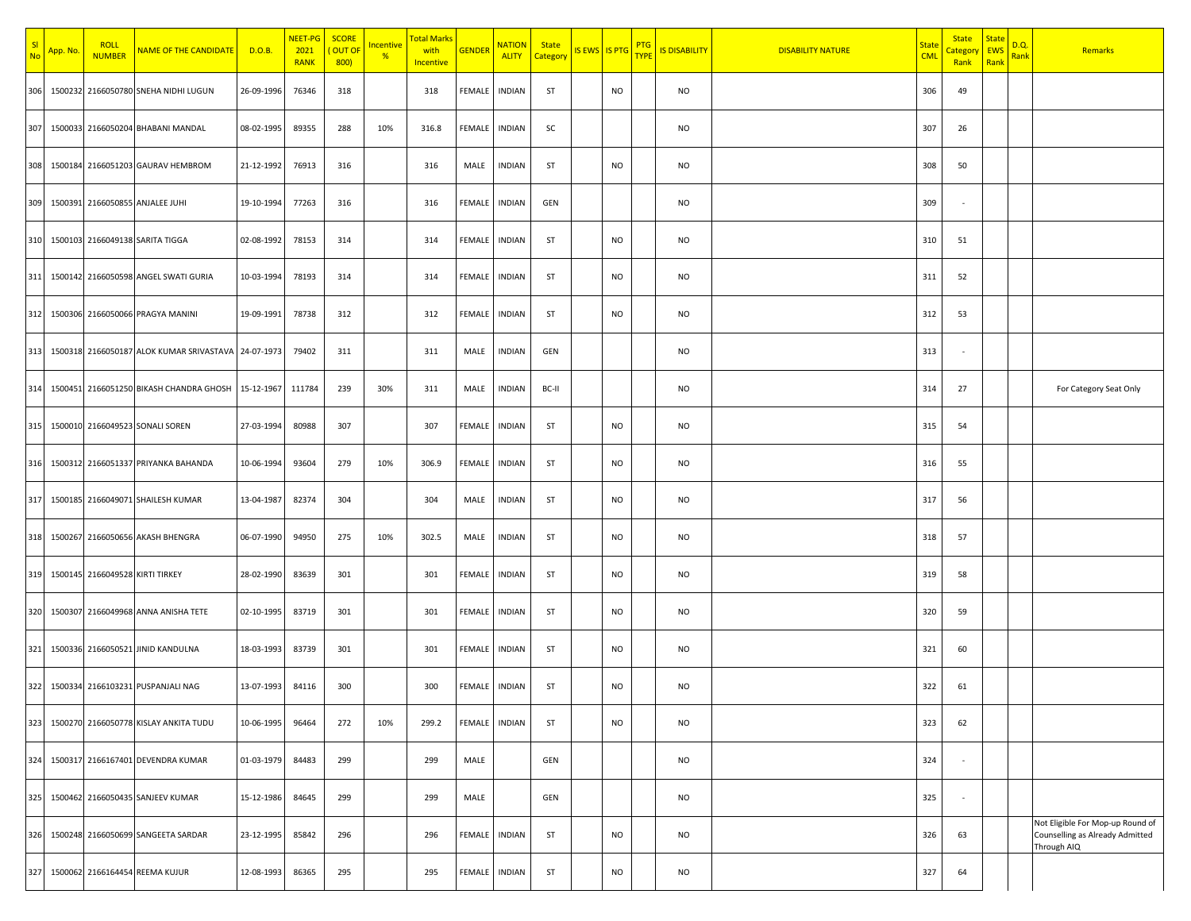| Sl No | App. No. | ROLL NUMBER | NAME OF THE CANDIDATE | D.O.B. | NEET-PG 2021 RANK | SCORE ( OUT OF 800) | Incentive % | Total Marks with Incentive | GENDER | NATION ALITY | State Category | IS EWS | IS PTG | PTG TYPE | IS DISABILITY | DISABILITY NATURE | State CML | State Category Rank | State EWS Rank | D.Q. Rank | Remarks |
|---|---|---|---|---|---|---|---|---|---|---|---|---|---|---|---|---|---|---|---|---|---|
| 306 | 1500232 | 2166050780 | SNEHA NIDHI LUGUN | 26-09-1996 | 76346 | 318 | | 318 | FEMALE | INDIAN | ST | | NO | | NO | | 306 | 49 | | | |
| 307 | 1500033 | 2166050204 | BHABANI MANDAL | 08-02-1995 | 89355 | 288 | 10% | 316.8 | FEMALE | INDIAN | SC | | | | NO | | 307 | 26 | | | |
| 308 | 1500184 | 2166051203 | GAURAV HEMBROM | 21-12-1992 | 76913 | 316 | | 316 | MALE | INDIAN | ST | | NO | | NO | | 308 | 50 | | | |
| 309 | 1500391 | 2166050855 | ANJALEE JUHI | 19-10-1994 | 77263 | 316 | | 316 | FEMALE | INDIAN | GEN | | | | NO | | 309 | - | | | |
| 310 | 1500103 | 2166049138 | SARITA TIGGA | 02-08-1992 | 78153 | 314 | | 314 | FEMALE | INDIAN | ST | | NO | | NO | | 310 | 51 | | | |
| 311 | 1500142 | 2166050598 | ANGEL SWATI GURIA | 10-03-1994 | 78193 | 314 | | 314 | FEMALE | INDIAN | ST | | NO | | NO | | 311 | 52 | | | |
| 312 | 1500306 | 2166050066 | PRAGYA MANINI | 19-09-1991 | 78738 | 312 | | 312 | FEMALE | INDIAN | ST | | NO | | NO | | 312 | 53 | | | |
| 313 | 1500318 | 2166050187 | ALOK KUMAR SRIVASTAVA | 24-07-1973 | 79402 | 311 | | 311 | MALE | INDIAN | GEN | | | | NO | | 313 | - | | | |
| 314 | 1500451 | 2166051250 | BIKASH CHANDRA GHOSH | 15-12-1967 | 111784 | 239 | 30% | 311 | MALE | INDIAN | BC-II | | | | NO | | 314 | 27 | | | For Category Seat Only |
| 315 | 1500010 | 2166049523 | SONALI SOREN | 27-03-1994 | 80988 | 307 | | 307 | FEMALE | INDIAN | ST | | NO | | NO | | 315 | 54 | | | |
| 316 | 1500312 | 2166051337 | PRIYANKA BAHANDA | 10-06-1994 | 93604 | 279 | 10% | 306.9 | FEMALE | INDIAN | ST | | NO | | NO | | 316 | 55 | | | |
| 317 | 1500185 | 2166049071 | SHAILESH KUMAR | 13-04-1987 | 82374 | 304 | | 304 | MALE | INDIAN | ST | | NO | | NO | | 317 | 56 | | | |
| 318 | 1500267 | 2166050656 | AKASH BHENGRA | 06-07-1990 | 94950 | 275 | 10% | 302.5 | MALE | INDIAN | ST | | NO | | NO | | 318 | 57 | | | |
| 319 | 1500145 | 2166049528 | KIRTI TIRKEY | 28-02-1990 | 83639 | 301 | | 301 | FEMALE | INDIAN | ST | | NO | | NO | | 319 | 58 | | | |
| 320 | 1500307 | 2166049968 | ANNA ANISHA TETE | 02-10-1995 | 83719 | 301 | | 301 | FEMALE | INDIAN | ST | | NO | | NO | | 320 | 59 | | | |
| 321 | 1500336 | 2166050521 | JINID KANDULNA | 18-03-1993 | 83739 | 301 | | 301 | FEMALE | INDIAN | ST | | NO | | NO | | 321 | 60 | | | |
| 322 | 1500334 | 2166103231 | PUSPANJALI NAG | 13-07-1993 | 84116 | 300 | | 300 | FEMALE | INDIAN | ST | | NO | | NO | | 322 | 61 | | | |
| 323 | 1500270 | 2166050778 | KISLAY ANKITA TUDU | 10-06-1995 | 96464 | 272 | 10% | 299.2 | FEMALE | INDIAN | ST | | NO | | NO | | 323 | 62 | | | |
| 324 | 1500317 | 2166167401 | DEVENDRA KUMAR | 01-03-1979 | 84483 | 299 | | 299 | MALE | | GEN | | | | NO | | 324 | - | | | |
| 325 | 1500462 | 2166050435 | SANJEEV KUMAR | 15-12-1986 | 84645 | 299 | | 299 | MALE | | GEN | | | | NO | | 325 | - | | | |
| 326 | 1500248 | 2166050699 | SANGEETA SARDAR | 23-12-1995 | 85842 | 296 | | 296 | FEMALE | INDIAN | ST | | NO | | NO | | 326 | 63 | | | Not Eligible For Mop-up Round of Counselling as Already Admitted Through AIQ |
| 327 | 1500062 | 2166164454 | REEMA KUJUR | 12-08-1993 | 86365 | 295 | | 295 | FEMALE | INDIAN | ST | | NO | | NO | | 327 | 64 | | | |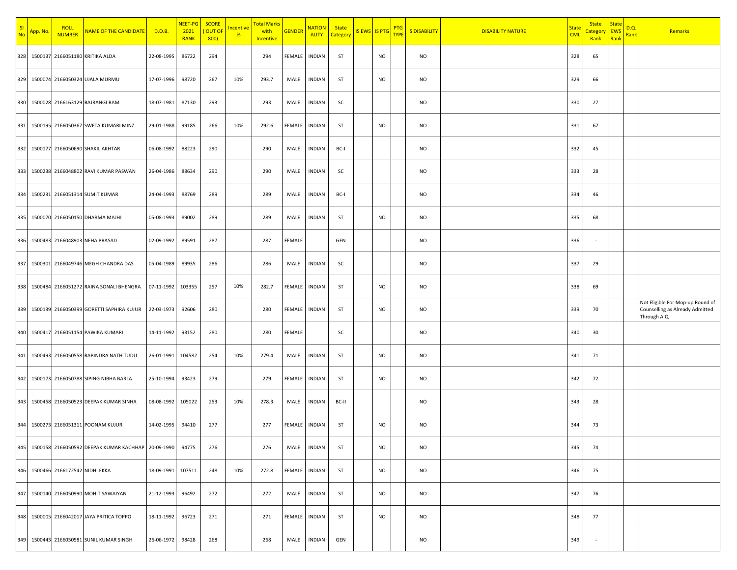| Sl No | App. No. | ROLL NUMBER | NAME OF THE CANDIDATE | D.O.B. | NEET-PG 2021 RANK | SCORE ( OUT OF 800) | Incentive % | Total Marks with Incentive | GENDER | NATIONALITY | State Category | IS EWS | IS PTG | PTG TYPE | IS DISABILITY | DISABILITY NATURE | State CML | State Category Rank | State EWS Rank | D.Q. Rank | Remarks |
|---|---|---|---|---|---|---|---|---|---|---|---|---|---|---|---|---|---|---|---|---|---|
| 328 | 1500137 | 2166051180 | KRITIKA ALDA | 22-08-1995 | 86722 | 294 | | 294 | FEMALE | INDIAN | ST | | NO | | NO | | 328 | 65 | | | |
| 329 | 1500074 | 2166050324 | UJALA MURMU | 17-07-1996 | 98720 | 267 | 10% | 293.7 | MALE | INDIAN | ST | | NO | | NO | | 329 | 66 | | | |
| 330 | 1500028 | 2166163129 | BAJRANGI RAM | 18-07-1981 | 87130 | 293 | | 293 | MALE | INDIAN | SC | | | | NO | | 330 | 27 | | | |
| 331 | 1500195 | 2166050367 | SWETA KUMARI MINZ | 29-01-1988 | 99185 | 266 | 10% | 292.6 | FEMALE | INDIAN | ST | | NO | | NO | | 331 | 67 | | | |
| 332 | 1500177 | 2166050690 | SHAKIL AKHTAR | 06-08-1992 | 88223 | 290 | | 290 | MALE | INDIAN | BC-I | | | | NO | | 332 | 45 | | | |
| 333 | 1500238 | 2166048802 | RAVI KUMAR PASWAN | 26-04-1986 | 88634 | 290 | | 290 | MALE | INDIAN | SC | | | | NO | | 333 | 28 | | | |
| 334 | 1500231 | 2166051314 | SUMIT KUMAR | 24-04-1993 | 88769 | 289 | | 289 | MALE | INDIAN | BC-I | | | | NO | | 334 | 46 | | | |
| 335 | 1500070 | 2166050150 | DHARMA MAJHI | 05-08-1993 | 89002 | 289 | | 289 | MALE | INDIAN | ST | | NO | | NO | | 335 | 68 | | | |
| 336 | 1500483 | 2166048903 | NEHA PRASAD | 02-09-1992 | 89591 | 287 | | 287 | FEMALE | | GEN | | | | NO | | 336 | - | | | |
| 337 | 1500301 | 2166049746 | MEGH CHANDRA DAS | 05-04-1989 | 89935 | 286 | | 286 | MALE | INDIAN | SC | | | | NO | | 337 | 29 | | | |
| 338 | 1500484 | 2166051272 | RAINA SONALI BHENGRA | 07-11-1992 | 103355 | 257 | 10% | 282.7 | FEMALE | INDIAN | ST | | NO | | NO | | 338 | 69 | | | |
| 339 | 1500139 | 2166050399 | GORETTI SAPHIRA KUJUR | 22-03-1973 | 92606 | 280 | | 280 | FEMALE | INDIAN | ST | | NO | | NO | | 339 | 70 | | | Not Eligible For Mop-up Round of Counselling as Already Admitted Through AIQ |
| 340 | 1500417 | 2166051154 | PAWIKA KUMARI | 14-11-1992 | 93152 | 280 | | 280 | FEMALE | | SC | | | | NO | | 340 | 30 | | | |
| 341 | 1500493 | 2166050558 | RABINDRA NATH TUDU | 26-01-1991 | 104582 | 254 | 10% | 279.4 | MALE | INDIAN | ST | | NO | | NO | | 341 | 71 | | | |
| 342 | 1500173 | 2166050788 | SIPING NIBHA BARLA | 25-10-1994 | 93423 | 279 | | 279 | FEMALE | INDIAN | ST | | NO | | NO | | 342 | 72 | | | |
| 343 | 1500458 | 2166050523 | DEEPAK KUMAR SINHA | 08-08-1992 | 105022 | 253 | 10% | 278.3 | MALE | INDIAN | BC-II | | | | NO | | 343 | 28 | | | |
| 344 | 1500273 | 2166051311 | POONAM KUJUR | 14-02-1995 | 94410 | 277 | | 277 | FEMALE | INDIAN | ST | | NO | | NO | | 344 | 73 | | | |
| 345 | 1500158 | 2166050592 | DEEPAK KUMAR KACHHAP | 20-09-1990 | 94775 | 276 | | 276 | MALE | INDIAN | ST | | NO | | NO | | 345 | 74 | | | |
| 346 | 1500466 | 2166172542 | NIDHI EKKA | 18-09-1991 | 107511 | 248 | 10% | 272.8 | FEMALE | INDIAN | ST | | NO | | NO | | 346 | 75 | | | |
| 347 | 1500140 | 2166050990 | MOHIT SAWAIYAN | 21-12-1993 | 96492 | 272 | | 272 | MALE | INDIAN | ST | | NO | | NO | | 347 | 76 | | | |
| 348 | 1500005 | 2166042017 | JAYA PRITICA TOPPO | 18-11-1992 | 96723 | 271 | | 271 | FEMALE | INDIAN | ST | | NO | | NO | | 348 | 77 | | | |
| 349 | 1500443 | 2166050581 | SUNIL KUMAR SINGH | 26-06-1972 | 98428 | 268 | | 268 | MALE | INDIAN | GEN | | | | NO | | 349 | - | | | |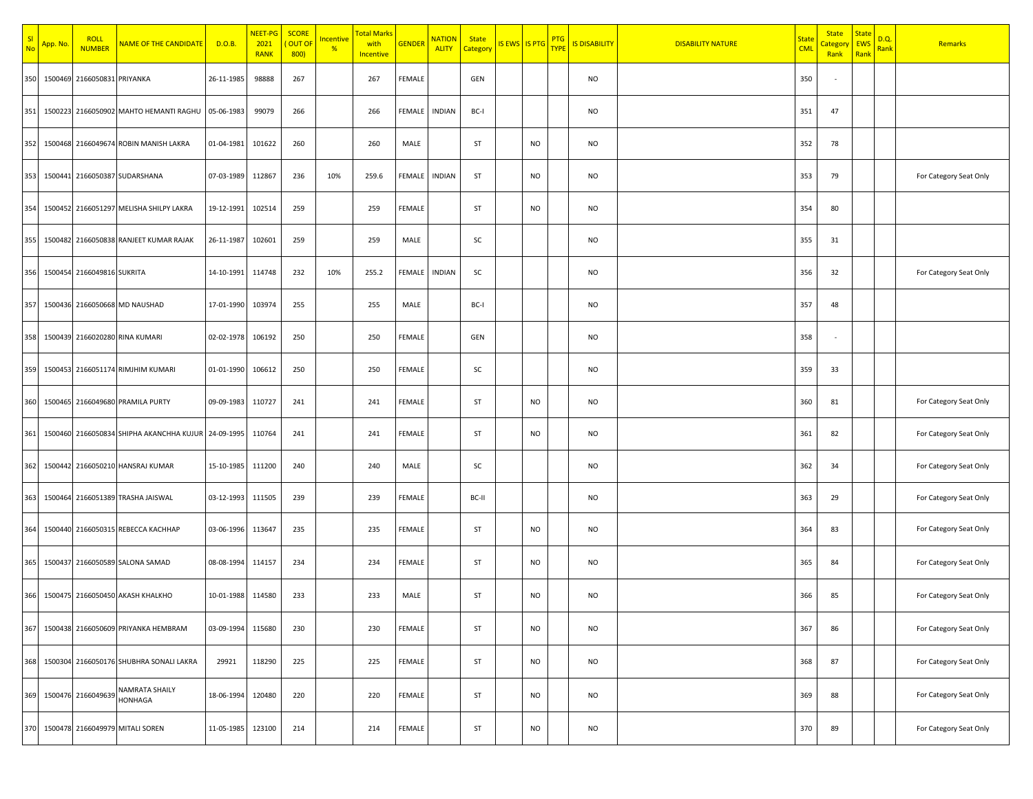| Sl No | App. No. | ROLL NUMBER | NAME OF THE CANDIDATE | D.O.B. | NEET-PG 2021 RANK | SCORE ( OUT OF 800) | Incentive % | Total Marks with Incentive | GENDER | NATION ALITY | State Category | IS EWS | IS PTG | PTG TYPE | IS DISABILITY | DISABILITY NATURE | State CML | State Category Rank | State EWS Rank | D.Q. Rank | Remarks |
|---|---|---|---|---|---|---|---|---|---|---|---|---|---|---|---|---|---|---|---|---|---|
| 350 | 1500469 | 2166050831 | PRIYANKA | 26-11-1985 | 98888 | 267 | | 267 | FEMALE | | GEN | | | | NO | | 350 | - | | | |
| 351 | 1500223 | 2166050902 | MAHTO HEMANTI RAGHU | 05-06-1983 | 99079 | 266 | | 266 | FEMALE | INDIAN | BC-I | | | | NO | | 351 | 47 | | | |
| 352 | 1500468 | 2166049674 | ROBIN MANISH LAKRA | 01-04-1981 | 101622 | 260 | | 260 | MALE | | ST | | NO | | NO | | 352 | 78 | | | |
| 353 | 1500441 | 2166050387 | SUDARSHANA | 07-03-1989 | 112867 | 236 | 10% | 259.6 | FEMALE | INDIAN | ST | | NO | | NO | | 353 | 79 | | | For Category Seat Only |
| 354 | 1500452 | 2166051297 | MELISHA SHILPY LAKRA | 19-12-1991 | 102514 | 259 | | 259 | FEMALE | | ST | | NO | | NO | | 354 | 80 | | | |
| 355 | 1500482 | 2166050838 | RANJEET KUMAR RAJAK | 26-11-1987 | 102601 | 259 | | 259 | MALE | | SC | | | | NO | | 355 | 31 | | | |
| 356 | 1500454 | 2166049816 | SUKRITA | 14-10-1991 | 114748 | 232 | 10% | 255.2 | FEMALE | INDIAN | SC | | | | NO | | 356 | 32 | | | For Category Seat Only |
| 357 | 1500436 | 2166050668 | MD NAUSHAD | 17-01-1990 | 103974 | 255 | | 255 | MALE | | BC-I | | | | NO | | 357 | 48 | | | |
| 358 | 1500439 | 2166020280 | RINA KUMARI | 02-02-1978 | 106192 | 250 | | 250 | FEMALE | | GEN | | | | NO | | 358 | - | | | |
| 359 | 1500453 | 2166051174 | RIMJHIM KUMARI | 01-01-1990 | 106612 | 250 | | 250 | FEMALE | | SC | | | | NO | | 359 | 33 | | | |
| 360 | 1500465 | 2166049680 | PRAMILA PURTY | 09-09-1983 | 110727 | 241 | | 241 | FEMALE | | ST | | NO | | NO | | 360 | 81 | | | For Category Seat Only |
| 361 | 1500460 | 2166050834 | SHIPHA AKANCHHA KUJUR | 24-09-1995 | 110764 | 241 | | 241 | FEMALE | | ST | | NO | | NO | | 361 | 82 | | | For Category Seat Only |
| 362 | 1500442 | 2166050210 | HANSRAJ KUMAR | 15-10-1985 | 111200 | 240 | | 240 | MALE | | SC | | | | NO | | 362 | 34 | | | For Category Seat Only |
| 363 | 1500464 | 2166051389 | TRASHA JAISWAL | 03-12-1993 | 111505 | 239 | | 239 | FEMALE | | BC-II | | | | NO | | 363 | 29 | | | For Category Seat Only |
| 364 | 1500440 | 2166050315 | REBECCA KACHHAP | 03-06-1996 | 113647 | 235 | | 235 | FEMALE | | ST | | NO | | NO | | 364 | 83 | | | For Category Seat Only |
| 365 | 1500437 | 2166050589 | SALONA SAMAD | 08-08-1994 | 114157 | 234 | | 234 | FEMALE | | ST | | NO | | NO | | 365 | 84 | | | For Category Seat Only |
| 366 | 1500475 | 2166050450 | AKASH KHALKHO | 10-01-1988 | 114580 | 233 | | 233 | MALE | | ST | | NO | | NO | | 366 | 85 | | | For Category Seat Only |
| 367 | 1500438 | 2166050609 | PRIYANKA HEMBRAM | 03-09-1994 | 115680 | 230 | | 230 | FEMALE | | ST | | NO | | NO | | 367 | 86 | | | For Category Seat Only |
| 368 | 1500304 | 2166050176 | SHUBHRA SONALI LAKRA | 29921 | 118290 | 225 | | 225 | FEMALE | | ST | | NO | | NO | | 368 | 87 | | | For Category Seat Only |
| 369 | 1500476 | 2166049639 | NAMRATA SHAILY HONHAGA | 18-06-1994 | 120480 | 220 | | 220 | FEMALE | | ST | | NO | | NO | | 369 | 88 | | | For Category Seat Only |
| 370 | 1500478 | 2166049979 | MITALI SOREN | 11-05-1985 | 123100 | 214 | | 214 | FEMALE | | ST | | NO | | NO | | 370 | 89 | | | For Category Seat Only |